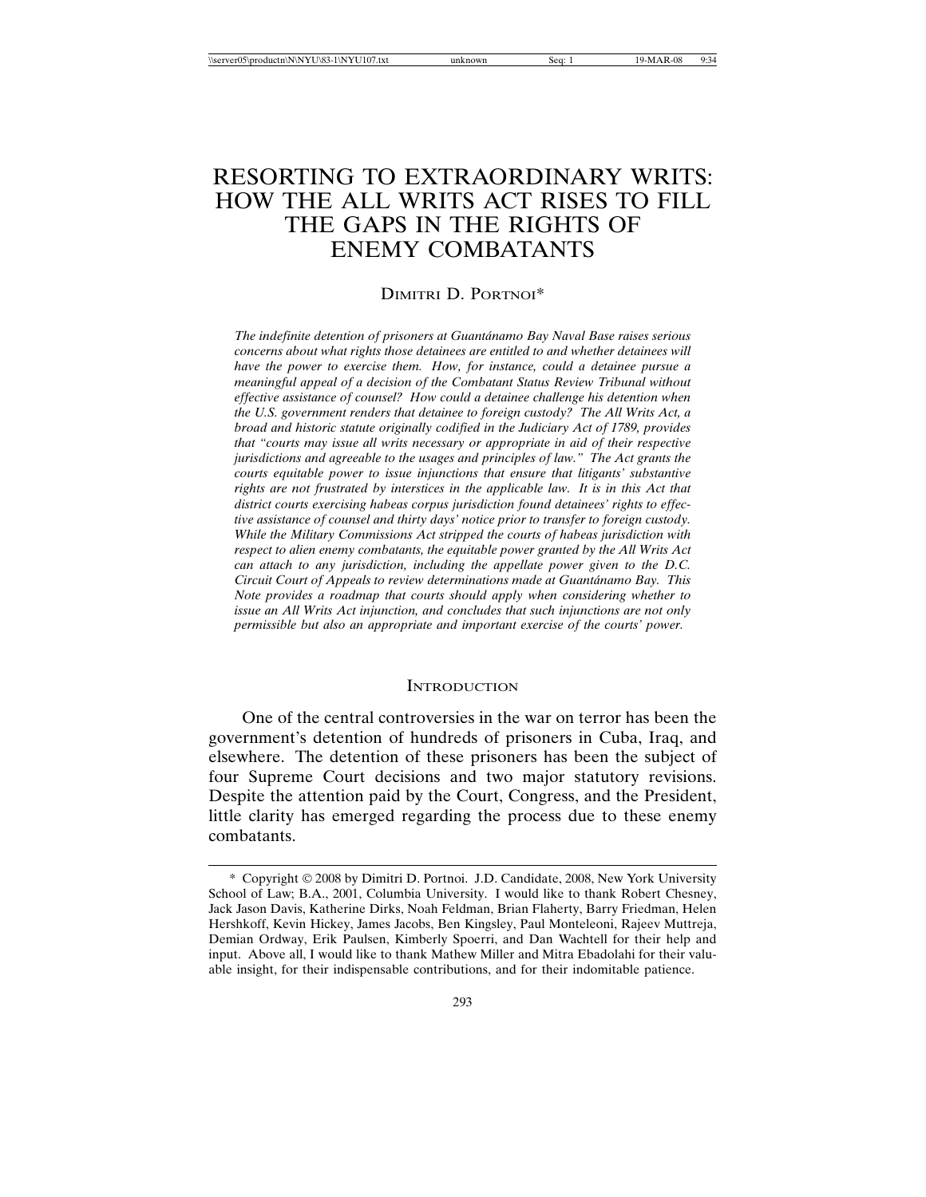# RESORTING TO EXTRAORDINARY WRITS: HOW THE ALL WRITS ACT RISES TO FILL THE GAPS IN THE RIGHTS OF ENEMY COMBATANTS

DIMITRI D. PORTNOI*

*The indefinite detention of prisoners at Guantánamo Bay Naval Base raises serious concerns about what rights those detainees are entitled to and whether detainees will have the power to exercise them. How, for instance, could a detainee pursue a meaningful appeal of a decision of the Combatant Status Review Tribunal without effective assistance of counsel? How could a detainee challenge his detention when the U.S. government renders that detainee to foreign custody? The All Writs Act, a broad and historic statute originally codified in the Judiciary Act of 1789, provides that "courts may issue all writs necessary or appropriate in aid of their respective jurisdictions and agreeable to the usages and principles of law." The Act grants the courts equitable power to issue injunctions that ensure that litigants' substantive rights are not frustrated by interstices in the applicable law. It is in this Act that district courts exercising habeas corpus jurisdiction found detainees' rights to effective assistance of counsel and thirty days' notice prior to transfer to foreign custody. While the Military Commissions Act stripped the courts of habeas jurisdiction with respect to alien enemy combatants, the equitable power granted by the All Writs Act can attach to any jurisdiction, including the appellate power given to the D.C. Circuit Court of Appeals to review determinations made at Guantánamo Bay. This Note provides a roadmap that courts should apply when considering whether to issue an All Writs Act injunction, and concludes that such injunctions are not only permissible but also an appropriate and important exercise of the courts' power.*

## INTRODUCTION

One of the central controversies in the war on terror has been the government's detention of hundreds of prisoners in Cuba, Iraq, and elsewhere. The detention of these prisoners has been the subject of four Supreme Court decisions and two major statutory revisions. Despite the attention paid by the Court, Congress, and the President, little clarity has emerged regarding the process due to these enemy combatants.

\* Copyright © 2008 by Dimitri D. Portnoi. J.D. Candidate, 2008, New York University School of Law; B.A., 2001, Columbia University. I would like to thank Robert Chesney, Jack Jason Davis, Katherine Dirks, Noah Feldman, Brian Flaherty, Barry Friedman, Helen Hershkoff, Kevin Hickey, James Jacobs, Ben Kingsley, Paul Monteleoni, Rajeev Muttreja, Demian Ordway, Erik Paulsen, Kimberly Spoerri, and Dan Wachtell for their help and input. Above all, I would like to thank Mathew Miller and Mitra Ebadolahi for their valuable insight, for their indispensable contributions, and for their indomitable patience.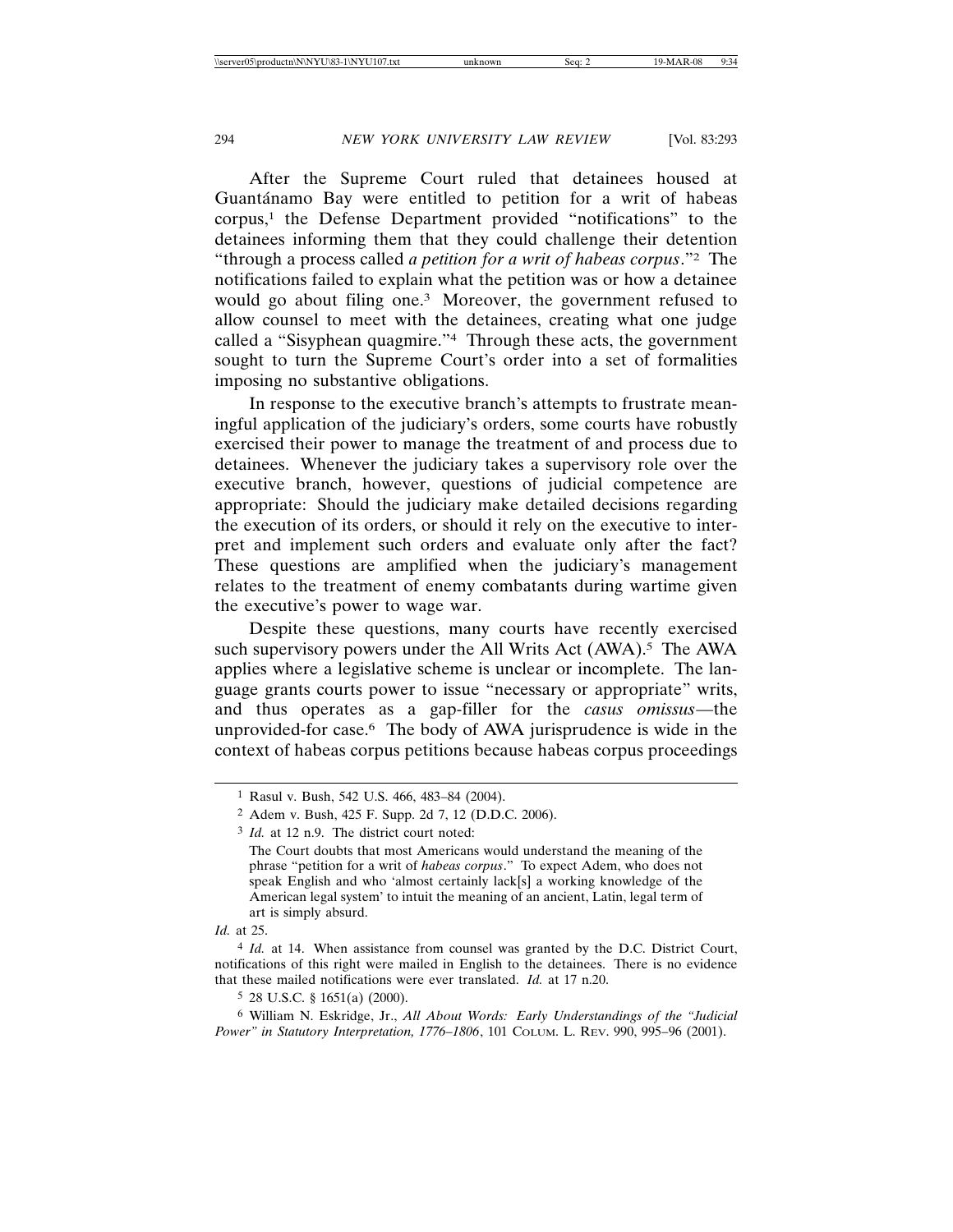After the Supreme Court ruled that detainees housed at Guantánamo Bay were entitled to petition for a writ of habeas corpus,[1] the Defense Department provided "notifications" to the detainees informing them that they could challenge their detention "through a process called *a petition for a writ of habeas corpus*."[2] The notifications failed to explain what the petition was or how a detainee would go about filing one.[3] Moreover, the government refused to allow counsel to meet with the detainees, creating what one judge called a "Sisyphean quagmire."[4] Through these acts, the government sought to turn the Supreme Court's order into a set of formalities imposing no substantive obligations.

In response to the executive branch's attempts to frustrate meaningful application of the judiciary's orders, some courts have robustly exercised their power to manage the treatment of and process due to detainees. Whenever the judiciary takes a supervisory role over the executive branch, however, questions of judicial competence are appropriate: Should the judiciary make detailed decisions regarding the execution of its orders, or should it rely on the executive to interpret and implement such orders and evaluate only after the fact? These questions are amplified when the judiciary's management relates to the treatment of enemy combatants during wartime given the executive's power to wage war.

Despite these questions, many courts have recently exercised such supervisory powers under the All Writs Act (AWA).[5] The AWA applies where a legislative scheme is unclear or incomplete. The language grants courts power to issue "necessary or appropriate" writs, and thus operates as a gap-filler for the *casus omissus*—the unprovided-for case.[6] The body of AWA jurisprudence is wide in the context of habeas corpus petitions because habeas corpus proceedings

---

[1] Rasul v. Bush, 542 U.S. 466, 483–84 (2004).

[2] Adem v. Bush, 425 F. Supp. 2d 7, 12 (D.D.C. 2006).

[3] *Id.* at 12 n.9. The district court noted:

> The Court doubts that most Americans would understand the meaning of the phrase "petition for a writ of *habeas corpus*." To expect Adem, who does not speak English and who 'almost certainly lack[s] a working knowledge of the American legal system' to intuit the meaning of an ancient, Latin, legal term of art is simply absurd.

*Id.* at 25.

[4] *Id.* at 14. When assistance from counsel was granted by the D.C. District Court, notifications of this right were mailed in English to the detainees. There is no evidence that these mailed notifications were ever translated. *Id.* at 17 n.20.

[5] 28 U.S.C. § 1651(a) (2000).

[6] William N. Eskridge, Jr., *All About Words: Early Understandings of the "Judicial Power" in Statutory Interpretation, 1776–1806*, 101 COLUM. L. REV. 990, 995–96 (2001).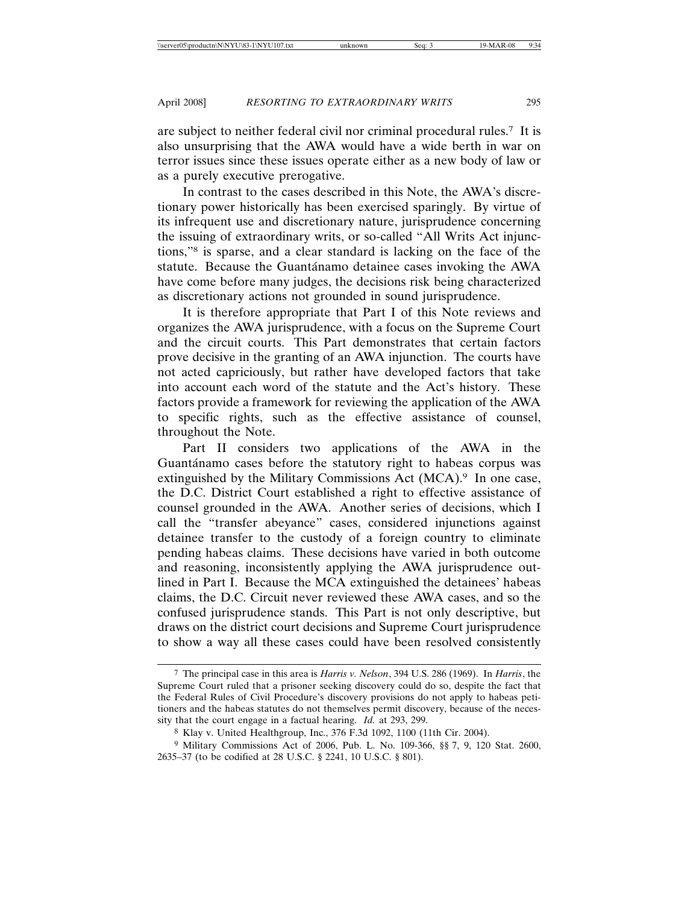are subject to neither federal civil nor criminal procedural rules.[7] It is also unsurprising that the AWA would have a wide berth in war on terror issues since these issues operate either as a new body of law or as a purely executive prerogative.

In contrast to the cases described in this Note, the AWA's discretionary power historically has been exercised sparingly. By virtue of its infrequent use and discretionary nature, jurisprudence concerning the issuing of extraordinary writs, or so-called "All Writs Act injunctions,"[8] is sparse, and a clear standard is lacking on the face of the statute. Because the Guantánamo detainee cases invoking the AWA have come before many judges, the decisions risk being characterized as discretionary actions not grounded in sound jurisprudence.

It is therefore appropriate that Part I of this Note reviews and organizes the AWA jurisprudence, with a focus on the Supreme Court and the circuit courts. This Part demonstrates that certain factors prove decisive in the granting of an AWA injunction. The courts have not acted capriciously, but rather have developed factors that take into account each word of the statute and the Act's history. These factors provide a framework for reviewing the application of the AWA to specific rights, such as the effective assistance of counsel, throughout the Note.

Part II considers two applications of the AWA in the Guantánamo cases before the statutory right to habeas corpus was extinguished by the Military Commissions Act (MCA).[9] In one case, the D.C. District Court established a right to effective assistance of counsel grounded in the AWA. Another series of decisions, which I call the "transfer abeyance" cases, considered injunctions against detainee transfer to the custody of a foreign country to eliminate pending habeas claims. These decisions have varied in both outcome and reasoning, inconsistently applying the AWA jurisprudence outlined in Part I. Because the MCA extinguished the detainees' habeas claims, the D.C. Circuit never reviewed these AWA cases, and so the confused jurisprudence stands. This Part is not only descriptive, but draws on the district court decisions and Supreme Court jurisprudence to show a way all these cases could have been resolved consistently

---

[7] The principal case in this area is *Harris v. Nelson*, 394 U.S. 286 (1969). In *Harris*, the Supreme Court ruled that a prisoner seeking discovery could do so, despite the fact that the Federal Rules of Civil Procedure's discovery provisions do not apply to habeas petitioners and the habeas statutes do not themselves permit discovery, because of the necessity that the court engage in a factual hearing. *Id.* at 293, 299.

[8] Klay v. United Healthgroup, Inc., 376 F.3d 1092, 1100 (11th Cir. 2004).

[9] Military Commissions Act of 2006, Pub. L. No. 109-366, §§ 7, 9, 120 Stat. 2600, 2635–37 (to be codified at 28 U.S.C. § 2241, 10 U.S.C. § 801).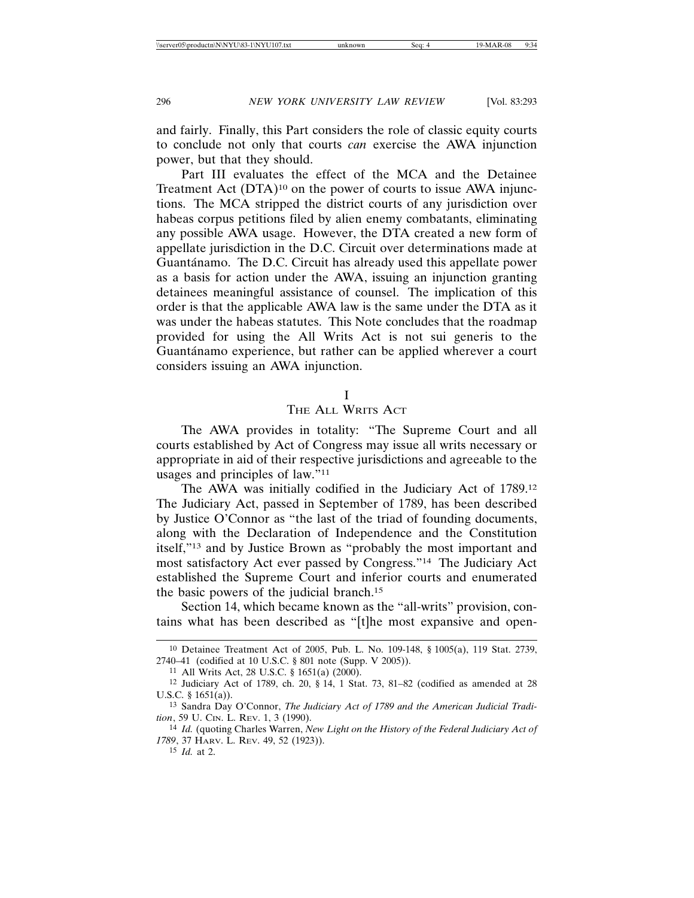and fairly. Finally, this Part considers the role of classic equity courts to conclude not only that courts *can* exercise the AWA injunction power, but that they should.

Part III evaluates the effect of the MCA and the Detainee Treatment Act (DTA)[10] on the power of courts to issue AWA injunctions. The MCA stripped the district courts of any jurisdiction over habeas corpus petitions filed by alien enemy combatants, eliminating any possible AWA usage. However, the DTA created a new form of appellate jurisdiction in the D.C. Circuit over determinations made at Guantánamo. The D.C. Circuit has already used this appellate power as a basis for action under the AWA, issuing an injunction granting detainees meaningful assistance of counsel. The implication of this order is that the applicable AWA law is the same under the DTA as it was under the habeas statutes. This Note concludes that the roadmap provided for using the All Writs Act is not sui generis to the Guantánamo experience, but rather can be applied wherever a court considers issuing an AWA injunction.

## I
## The All Writs Act

The AWA provides in totality: "The Supreme Court and all courts established by Act of Congress may issue all writs necessary or appropriate in aid of their respective jurisdictions and agreeable to the usages and principles of law."[11]

The AWA was initially codified in the Judiciary Act of 1789.[12] The Judiciary Act, passed in September of 1789, has been described by Justice O'Connor as "the last of the triad of founding documents, along with the Declaration of Independence and the Constitution itself,"[13] and by Justice Brown as "probably the most important and most satisfactory Act ever passed by Congress."[14] The Judiciary Act established the Supreme Court and inferior courts and enumerated the basic powers of the judicial branch.[15]

Section 14, which became known as the "all-writs" provision, contains what has been described as "[t]he most expansive and open-

---

[10] Detainee Treatment Act of 2005, Pub. L. No. 109-148, § 1005(a), 119 Stat. 2739, 2740–41 (codified at 10 U.S.C. § 801 note (Supp. V 2005)).

[11] All Writs Act, 28 U.S.C. § 1651(a) (2000).

[12] Judiciary Act of 1789, ch. 20, § 14, 1 Stat. 73, 81–82 (codified as amended at 28 U.S.C. § 1651(a)).

[13] Sandra Day O'Connor, *The Judiciary Act of 1789 and the American Judicial Tradition*, 59 U. Cin. L. Rev. 1, 3 (1990).

[14] *Id.* (quoting Charles Warren, *New Light on the History of the Federal Judiciary Act of 1789*, 37 Harv. L. Rev. 49, 52 (1923)).

[15] *Id.* at 2.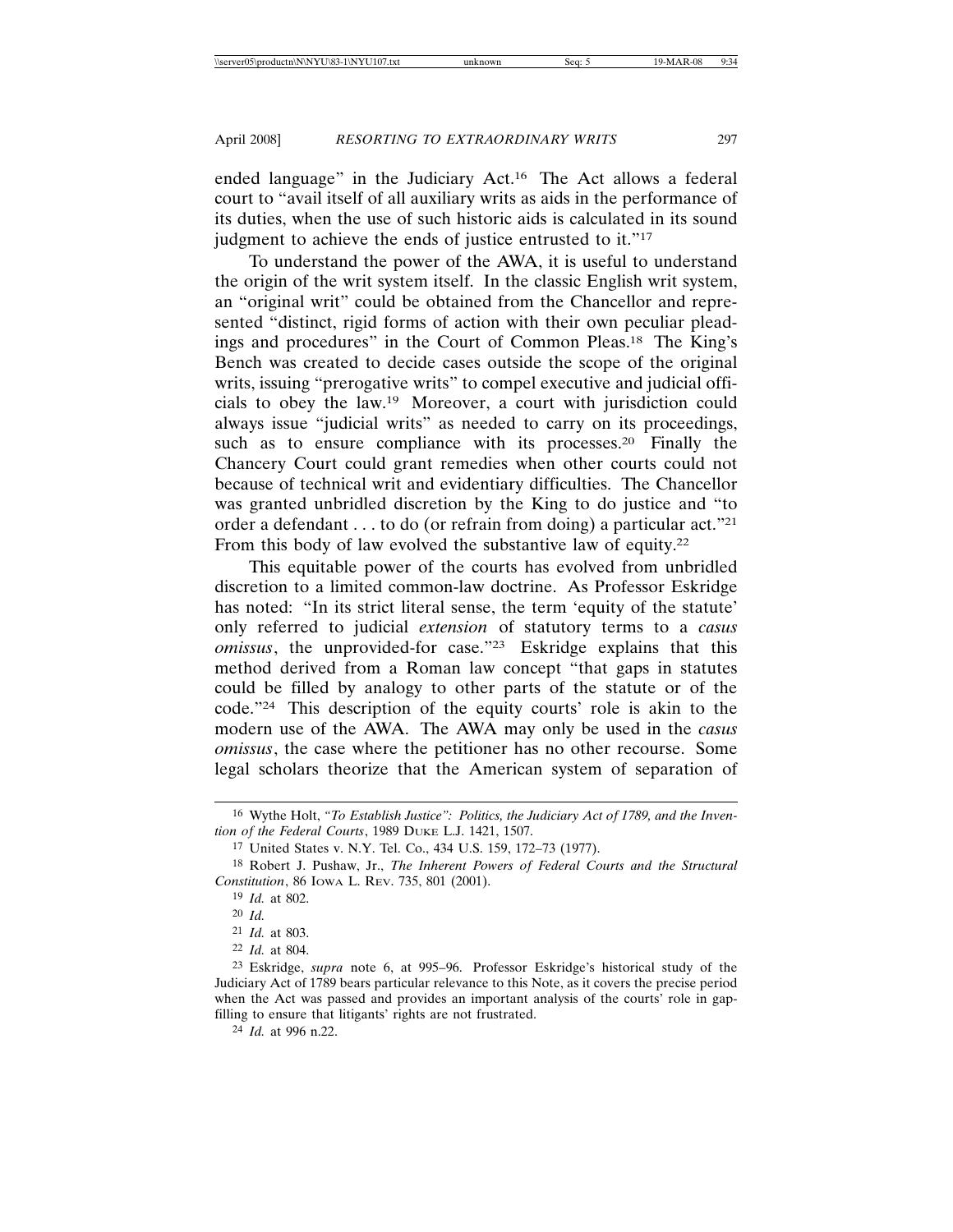ended language" in the Judiciary Act.[16] The Act allows a federal court to "avail itself of all auxiliary writs as aids in the performance of its duties, when the use of such historic aids is calculated in its sound judgment to achieve the ends of justice entrusted to it."[17]

To understand the power of the AWA, it is useful to understand the origin of the writ system itself. In the classic English writ system, an "original writ" could be obtained from the Chancellor and represented "distinct, rigid forms of action with their own peculiar pleadings and procedures" in the Court of Common Pleas.[18] The King's Bench was created to decide cases outside the scope of the original writs, issuing "prerogative writs" to compel executive and judicial officials to obey the law.[19] Moreover, a court with jurisdiction could always issue "judicial writs" as needed to carry on its proceedings, such as to ensure compliance with its processes.[20] Finally the Chancery Court could grant remedies when other courts could not because of technical writ and evidentiary difficulties. The Chancellor was granted unbridled discretion by the King to do justice and "to order a defendant . . . to do (or refrain from doing) a particular act."[21] From this body of law evolved the substantive law of equity.[22]

This equitable power of the courts has evolved from unbridled discretion to a limited common-law doctrine. As Professor Eskridge has noted: "In its strict literal sense, the term 'equity of the statute' only referred to judicial *extension* of statutory terms to a *casus omissus*, the unprovided-for case."[23] Eskridge explains that this method derived from a Roman law concept "that gaps in statutes could be filled by analogy to other parts of the statute or of the code."[24] This description of the equity courts' role is akin to the modern use of the AWA. The AWA may only be used in the *casus omissus*, the case where the petitioner has no other recourse. Some legal scholars theorize that the American system of separation of

---

[16] Wythe Holt, *"To Establish Justice": Politics, the Judiciary Act of 1789, and the Invention of the Federal Courts*, 1989 DUKE L.J. 1421, 1507.

[17] United States v. N.Y. Tel. Co., 434 U.S. 159, 172–73 (1977).

[18] Robert J. Pushaw, Jr., *The Inherent Powers of Federal Courts and the Structural Constitution*, 86 IOWA L. REV. 735, 801 (2001).

[19] *Id.* at 802.

[20] *Id.*

[21] *Id.* at 803.

[22] *Id.* at 804.

[23] Eskridge, *supra* note 6, at 995–96. Professor Eskridge's historical study of the Judiciary Act of 1789 bears particular relevance to this Note, as it covers the precise period when the Act was passed and provides an important analysis of the courts' role in gap-filling to ensure that litigants' rights are not frustrated.

[24] *Id.* at 996 n.22.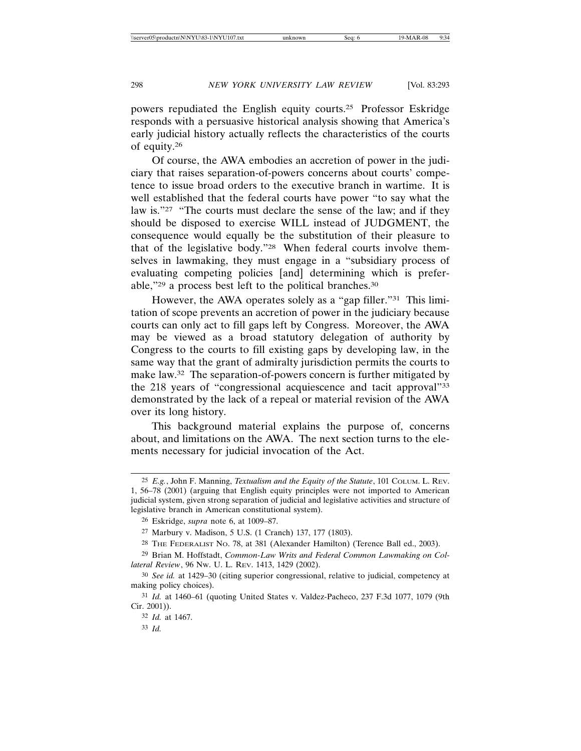powers repudiated the English equity courts.[25] Professor Eskridge responds with a persuasive historical analysis showing that America's early judicial history actually reflects the characteristics of the courts of equity.[26]

Of course, the AWA embodies an accretion of power in the judiciary that raises separation-of-powers concerns about courts' competence to issue broad orders to the executive branch in wartime. It is well established that the federal courts have power "to say what the law is."[27] "The courts must declare the sense of the law; and if they should be disposed to exercise WILL instead of JUDGMENT, the consequence would equally be the substitution of their pleasure to that of the legislative body."[28] When federal courts involve themselves in lawmaking, they must engage in a "subsidiary process of evaluating competing policies [and] determining which is preferable,"[29] a process best left to the political branches.[30]

However, the AWA operates solely as a "gap filler."[31] This limitation of scope prevents an accretion of power in the judiciary because courts can only act to fill gaps left by Congress. Moreover, the AWA may be viewed as a broad statutory delegation of authority by Congress to the courts to fill existing gaps by developing law, in the same way that the grant of admiralty jurisdiction permits the courts to make law.[32] The separation-of-powers concern is further mitigated by the 218 years of "congressional acquiescence and tacit approval"[33] demonstrated by the lack of a repeal or material revision of the AWA over its long history.

This background material explains the purpose of, concerns about, and limitations on the AWA. The next section turns to the elements necessary for judicial invocation of the Act.

---

[25] *E.g.*, John F. Manning, *Textualism and the Equity of the Statute*, 101 COLUM. L. REV. 1, 56–78 (2001) (arguing that English equity principles were not imported to American judicial system, given strong separation of judicial and legislative activities and structure of legislative branch in American constitutional system).

[26] Eskridge, *supra* note 6, at 1009–87.

[27] Marbury v. Madison, 5 U.S. (1 Cranch) 137, 177 (1803).

[28] THE FEDERALIST NO. 78, at 381 (Alexander Hamilton) (Terence Ball ed., 2003).

[29] Brian M. Hoffstadt, *Common-Law Writs and Federal Common Lawmaking on Collateral Review*, 96 NW. U. L. REV. 1413, 1429 (2002).

[30] *See id.* at 1429–30 (citing superior congressional, relative to judicial, competency at making policy choices).

[31] *Id.* at 1460–61 (quoting United States v. Valdez-Pacheco, 237 F.3d 1077, 1079 (9th Cir. 2001)).

[32] *Id.* at 1467.

[33] *Id.*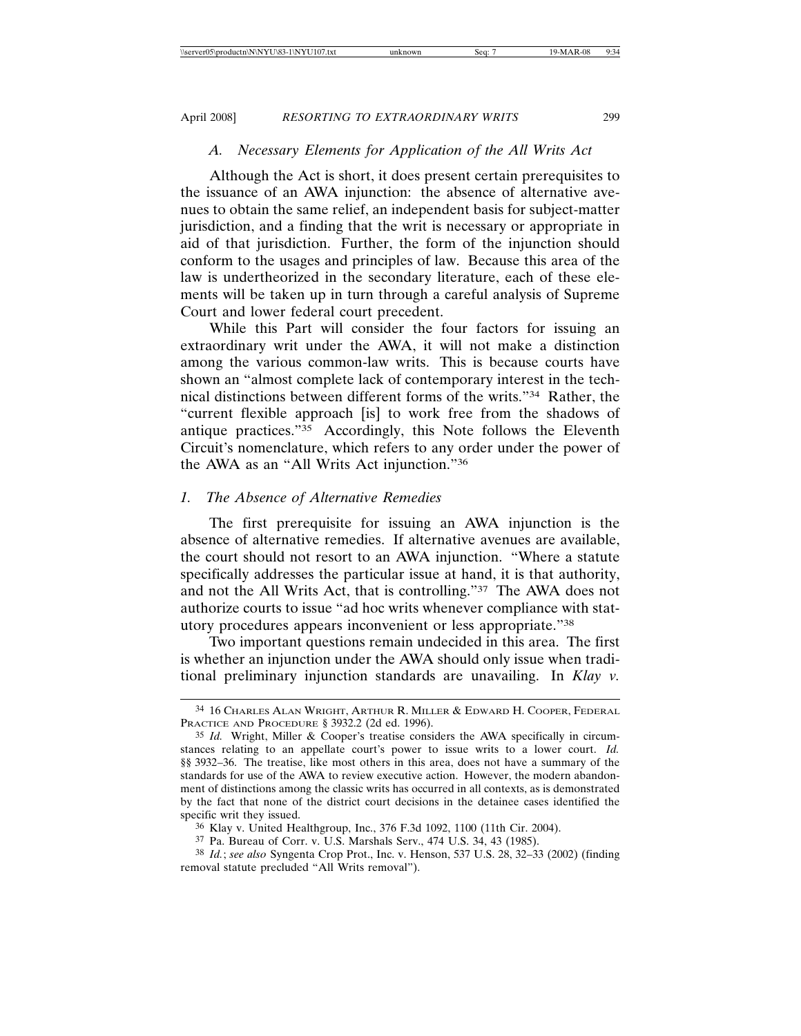### *A. Necessary Elements for Application of the All Writs Act*

Although the Act is short, it does present certain prerequisites to the issuance of an AWA injunction: the absence of alternative avenues to obtain the same relief, an independent basis for subject-matter jurisdiction, and a finding that the writ is necessary or appropriate in aid of that jurisdiction. Further, the form of the injunction should conform to the usages and principles of law. Because this area of the law is undertheorized in the secondary literature, each of these elements will be taken up in turn through a careful analysis of Supreme Court and lower federal court precedent.

While this Part will consider the four factors for issuing an extraordinary writ under the AWA, it will not make a distinction among the various common-law writs. This is because courts have shown an "almost complete lack of contemporary interest in the technical distinctions between different forms of the writs."[34] Rather, the "current flexible approach [is] to work free from the shadows of antique practices."[35] Accordingly, this Note follows the Eleventh Circuit's nomenclature, which refers to any order under the power of the AWA as an "All Writs Act injunction."[36]

#### *1. The Absence of Alternative Remedies*

The first prerequisite for issuing an AWA injunction is the absence of alternative remedies. If alternative avenues are available, the court should not resort to an AWA injunction. "Where a statute specifically addresses the particular issue at hand, it is that authority, and not the All Writs Act, that is controlling."[37] The AWA does not authorize courts to issue "ad hoc writs whenever compliance with statutory procedures appears inconvenient or less appropriate."[38]

Two important questions remain undecided in this area. The first is whether an injunction under the AWA should only issue when traditional preliminary injunction standards are unavailing. In *Klay v.*

---

[34] 16 Charles Alan Wright, Arthur R. Miller & Edward H. Cooper, Federal Practice and Procedure § 3932.2 (2d ed. 1996).

[35] *Id.* Wright, Miller & Cooper's treatise considers the AWA specifically in circumstances relating to an appellate court's power to issue writs to a lower court. *Id.* §§ 3932–36. The treatise, like most others in this area, does not have a summary of the standards for use of the AWA to review executive action. However, the modern abandonment of distinctions among the classic writs has occurred in all contexts, as is demonstrated by the fact that none of the district court decisions in the detainee cases identified the specific writ they issued.

[36] Klay v. United Healthgroup, Inc., 376 F.3d 1092, 1100 (11th Cir. 2004).

[37] Pa. Bureau of Corr. v. U.S. Marshals Serv., 474 U.S. 34, 43 (1985).

[38] *Id.*; *see also* Syngenta Crop Prot., Inc. v. Henson, 537 U.S. 28, 32–33 (2002) (finding removal statute precluded "All Writs removal").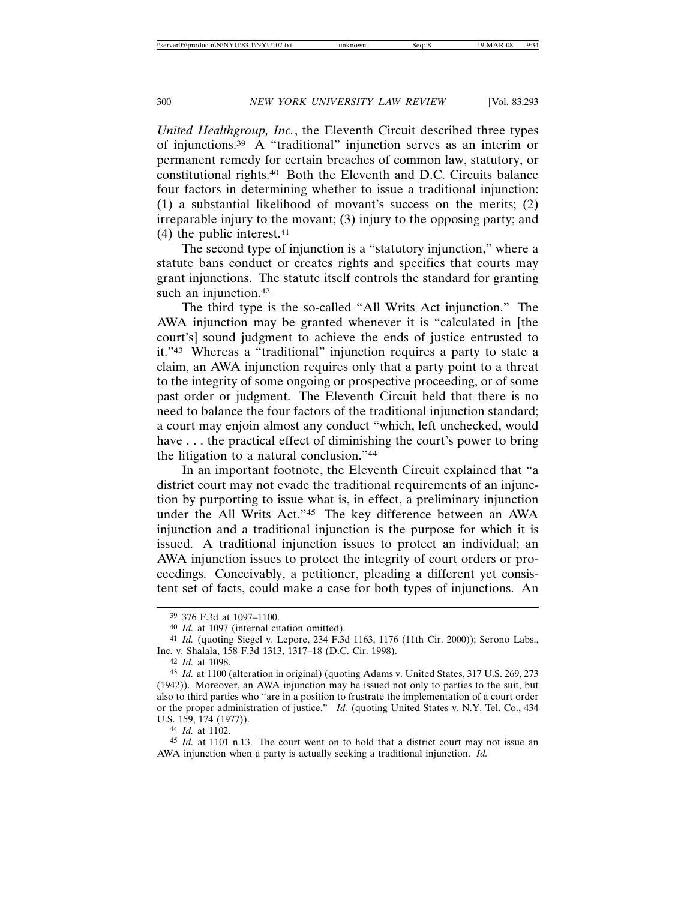*United Healthgroup, Inc.*, the Eleventh Circuit described three types of injunctions.[39] A "traditional" injunction serves as an interim or permanent remedy for certain breaches of common law, statutory, or constitutional rights.[40] Both the Eleventh and D.C. Circuits balance four factors in determining whether to issue a traditional injunction: (1) a substantial likelihood of movant's success on the merits; (2) irreparable injury to the movant; (3) injury to the opposing party; and (4) the public interest.[41]

The second type of injunction is a "statutory injunction," where a statute bans conduct or creates rights and specifies that courts may grant injunctions. The statute itself controls the standard for granting such an injunction.[42]

The third type is the so-called "All Writs Act injunction." The AWA injunction may be granted whenever it is "calculated in [the court's] sound judgment to achieve the ends of justice entrusted to it."[43] Whereas a "traditional" injunction requires a party to state a claim, an AWA injunction requires only that a party point to a threat to the integrity of some ongoing or prospective proceeding, or of some past order or judgment. The Eleventh Circuit held that there is no need to balance the four factors of the traditional injunction standard; a court may enjoin almost any conduct "which, left unchecked, would have . . . the practical effect of diminishing the court's power to bring the litigation to a natural conclusion."[44]

In an important footnote, the Eleventh Circuit explained that "a district court may not evade the traditional requirements of an injunction by purporting to issue what is, in effect, a preliminary injunction under the All Writs Act."[45] The key difference between an AWA injunction and a traditional injunction is the purpose for which it is issued. A traditional injunction issues to protect an individual; an AWA injunction issues to protect the integrity of court orders or proceedings. Conceivably, a petitioner, pleading a different yet consistent set of facts, could make a case for both types of injunctions. An

---

[39] 376 F.3d at 1097–1100.

[40] *Id.* at 1097 (internal citation omitted).

[41] *Id.* (quoting Siegel v. Lepore, 234 F.3d 1163, 1176 (11th Cir. 2000)); Serono Labs., Inc. v. Shalala, 158 F.3d 1313, 1317–18 (D.C. Cir. 1998).

[42] *Id.* at 1098.

[43] *Id.* at 1100 (alteration in original) (quoting Adams v. United States, 317 U.S. 269, 273 (1942)). Moreover, an AWA injunction may be issued not only to parties to the suit, but also to third parties who "are in a position to frustrate the implementation of a court order or the proper administration of justice." *Id.* (quoting United States v. N.Y. Tel. Co., 434 U.S. 159, 174 (1977)).

[44] *Id.* at 1102.

[45] *Id.* at 1101 n.13. The court went on to hold that a district court may not issue an AWA injunction when a party is actually seeking a traditional injunction. *Id.*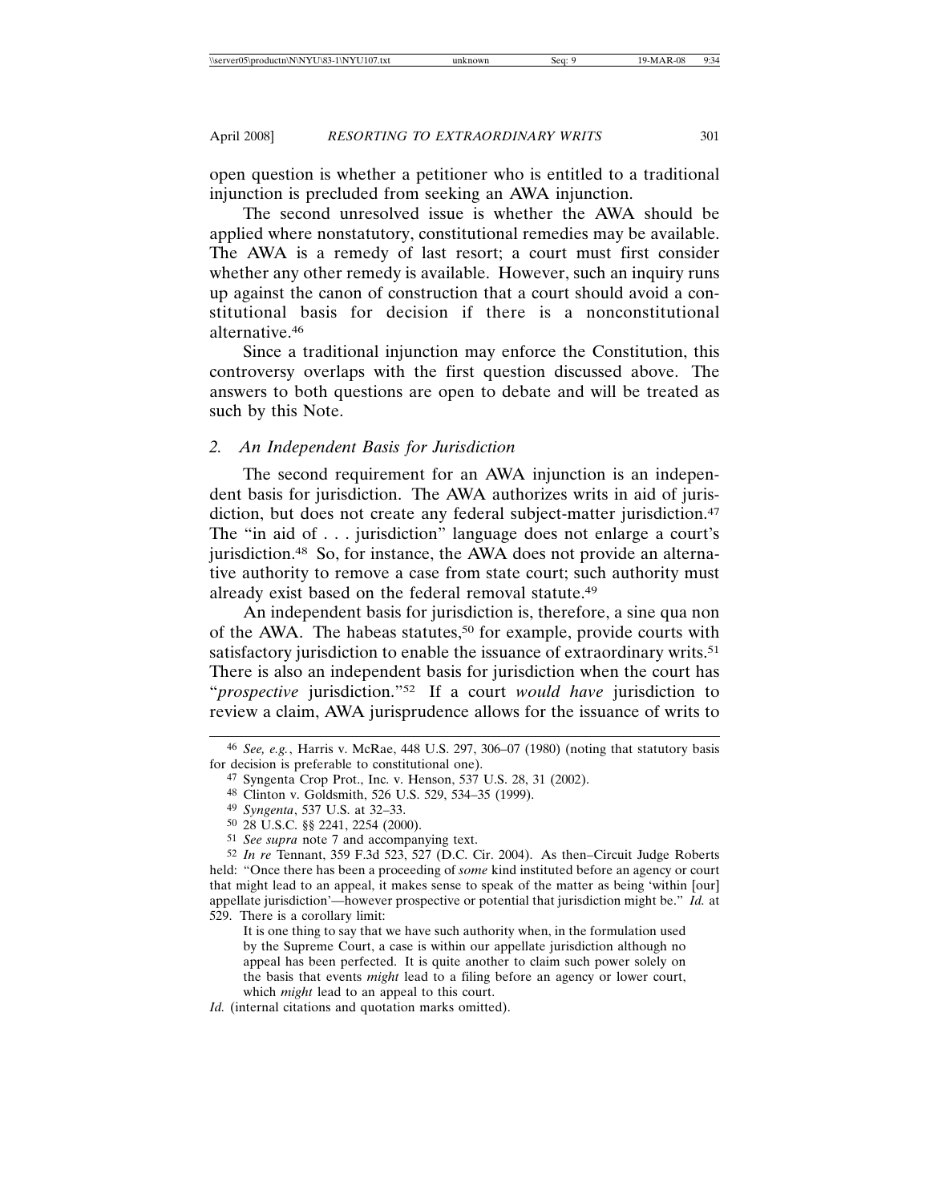open question is whether a petitioner who is entitled to a traditional injunction is precluded from seeking an AWA injunction.

The second unresolved issue is whether the AWA should be applied where nonstatutory, constitutional remedies may be available. The AWA is a remedy of last resort; a court must first consider whether any other remedy is available. However, such an inquiry runs up against the canon of construction that a court should avoid a constitutional basis for decision if there is a nonconstitutional alternative.[46]

Since a traditional injunction may enforce the Constitution, this controversy overlaps with the first question discussed above. The answers to both questions are open to debate and will be treated as such by this Note.

### 2. *An Independent Basis for Jurisdiction*

The second requirement for an AWA injunction is an independent basis for jurisdiction. The AWA authorizes writs in aid of jurisdiction, but does not create any federal subject-matter jurisdiction.[47] The "in aid of . . . jurisdiction" language does not enlarge a court's jurisdiction.[48] So, for instance, the AWA does not provide an alternative authority to remove a case from state court; such authority must already exist based on the federal removal statute.[49]

An independent basis for jurisdiction is, therefore, a sine qua non of the AWA. The habeas statutes,[50] for example, provide courts with satisfactory jurisdiction to enable the issuance of extraordinary writs.[51] There is also an independent basis for jurisdiction when the court has "*prospective* jurisdiction."[52] If a court *would have* jurisdiction to review a claim, AWA jurisprudence allows for the issuance of writs to

---

[46] *See, e.g.*, Harris v. McRae, 448 U.S. 297, 306–07 (1980) (noting that statutory basis for decision is preferable to constitutional one).

[47] Syngenta Crop Prot., Inc. v. Henson, 537 U.S. 28, 31 (2002).

[48] Clinton v. Goldsmith, 526 U.S. 529, 534–35 (1999).

[49] *Syngenta*, 537 U.S. at 32–33.

[50] 28 U.S.C. §§ 2241, 2254 (2000).

[51] *See supra* note 7 and accompanying text.

[52] *In re* Tennant, 359 F.3d 523, 527 (D.C. Cir. 2004). As then–Circuit Judge Roberts held: "Once there has been a proceeding of *some* kind instituted before an agency or court that might lead to an appeal, it makes sense to speak of the matter as being 'within [our] appellate jurisdiction'—however prospective or potential that jurisdiction might be." *Id.* at 529. There is a corollary limit:

> It is one thing to say that we have such authority when, in the formulation used by the Supreme Court, a case is within our appellate jurisdiction although no appeal has been perfected. It is quite another to claim such power solely on the basis that events *might* lead to a filing before an agency or lower court, which *might* lead to an appeal to this court.

*Id.* (internal citations and quotation marks omitted).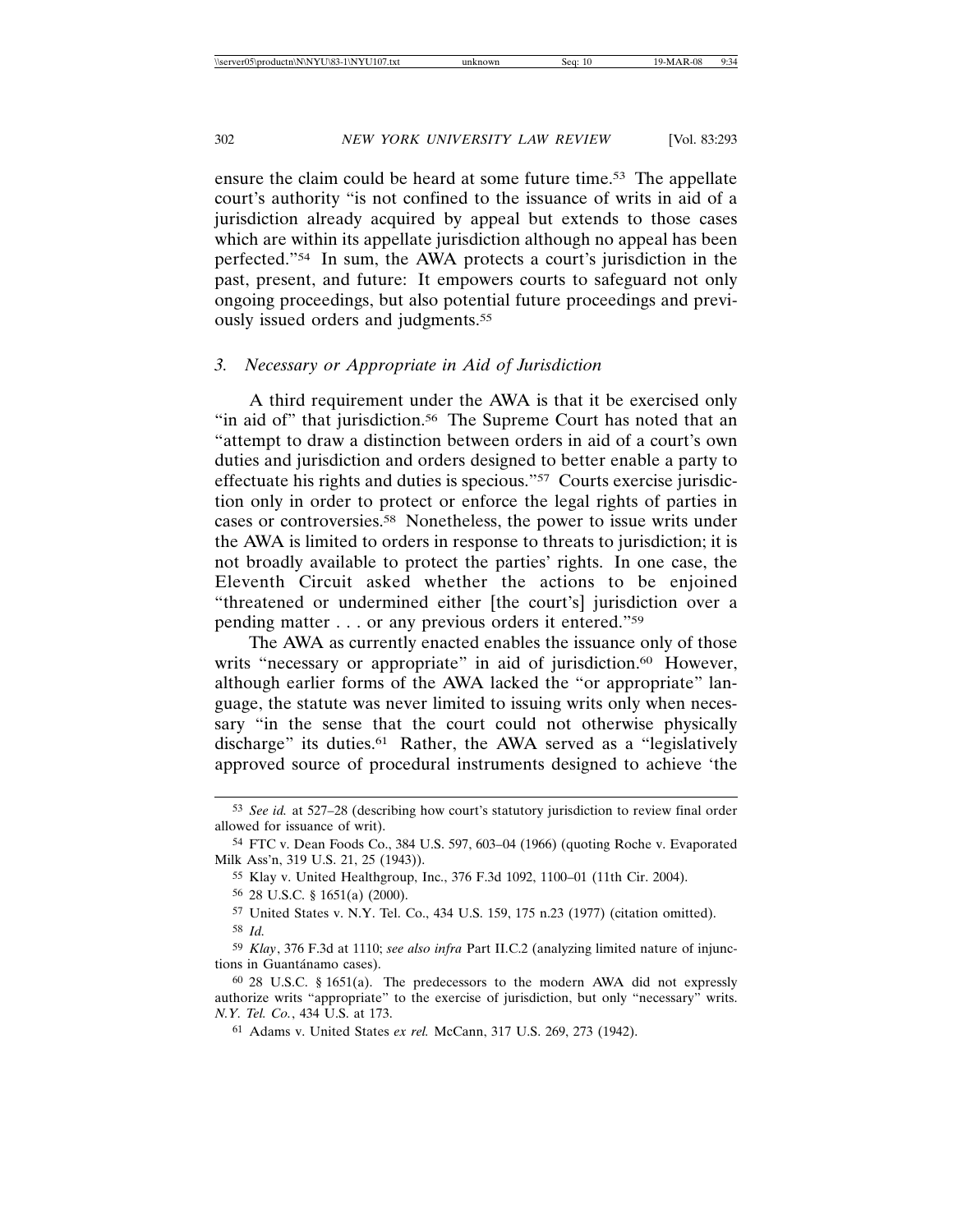ensure the claim could be heard at some future time.[53] The appellate court's authority "is not confined to the issuance of writs in aid of a jurisdiction already acquired by appeal but extends to those cases which are within its appellate jurisdiction although no appeal has been perfected."[54] In sum, the AWA protects a court's jurisdiction in the past, present, and future: It empowers courts to safeguard not only ongoing proceedings, but also potential future proceedings and previously issued orders and judgments.[55]

### 3. *Necessary or Appropriate in Aid of Jurisdiction*

A third requirement under the AWA is that it be exercised only "in aid of" that jurisdiction.[56] The Supreme Court has noted that an "attempt to draw a distinction between orders in aid of a court's own duties and jurisdiction and orders designed to better enable a party to effectuate his rights and duties is specious."[57] Courts exercise jurisdiction only in order to protect or enforce the legal rights of parties in cases or controversies.[58] Nonetheless, the power to issue writs under the AWA is limited to orders in response to threats to jurisdiction; it is not broadly available to protect the parties' rights. In one case, the Eleventh Circuit asked whether the actions to be enjoined "threatened or undermined either [the court's] jurisdiction over a pending matter . . . or any previous orders it entered."[59]

The AWA as currently enacted enables the issuance only of those writs "necessary or appropriate" in aid of jurisdiction.[60] However, although earlier forms of the AWA lacked the "or appropriate" language, the statute was never limited to issuing writs only when necessary "in the sense that the court could not otherwise physically discharge" its duties.[61] Rather, the AWA served as a "legislatively approved source of procedural instruments designed to achieve 'the

---

[53] *See id.* at 527–28 (describing how court's statutory jurisdiction to review final order allowed for issuance of writ).

[54] FTC v. Dean Foods Co., 384 U.S. 597, 603–04 (1966) (quoting Roche v. Evaporated Milk Ass'n, 319 U.S. 21, 25 (1943)).

[55] Klay v. United Healthgroup, Inc., 376 F.3d 1092, 1100–01 (11th Cir. 2004).

[56] 28 U.S.C. § 1651(a) (2000).

[57] United States v. N.Y. Tel. Co., 434 U.S. 159, 175 n.23 (1977) (citation omitted).

[58] *Id.*

[59] *Klay*, 376 F.3d at 1110; *see also infra* Part II.C.2 (analyzing limited nature of injunctions in Guantánamo cases).

[60] 28 U.S.C. § 1651(a). The predecessors to the modern AWA did not expressly authorize writs "appropriate" to the exercise of jurisdiction, but only "necessary" writs. *N.Y. Tel. Co.*, 434 U.S. at 173.

[61] Adams v. United States *ex rel.* McCann, 317 U.S. 269, 273 (1942).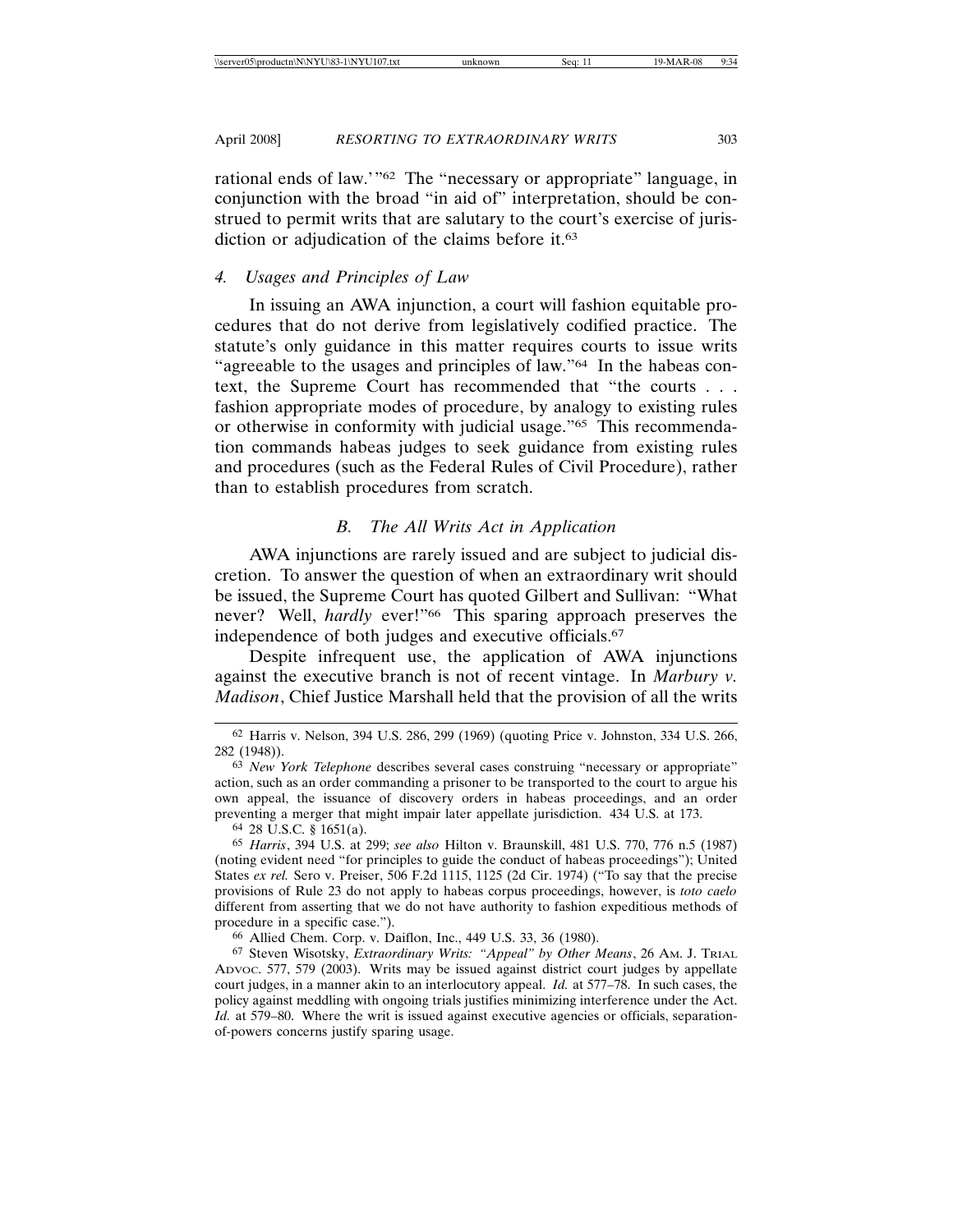rational ends of law.'"[62] The "necessary or appropriate" language, in conjunction with the broad "in aid of" interpretation, should be construed to permit writs that are salutary to the court's exercise of jurisdiction or adjudication of the claims before it.[63]

### 4. *Usages and Principles of Law*

In issuing an AWA injunction, a court will fashion equitable procedures that do not derive from legislatively codified practice. The statute's only guidance in this matter requires courts to issue writs "agreeable to the usages and principles of law."[64] In the habeas context, the Supreme Court has recommended that "the courts . . . fashion appropriate modes of procedure, by analogy to existing rules or otherwise in conformity with judicial usage."[65] This recommendation commands habeas judges to seek guidance from existing rules and procedures (such as the Federal Rules of Civil Procedure), rather than to establish procedures from scratch.

## *B. The All Writs Act in Application*

AWA injunctions are rarely issued and are subject to judicial discretion. To answer the question of when an extraordinary writ should be issued, the Supreme Court has quoted Gilbert and Sullivan: "What never? Well, *hardly* ever!"[66] This sparing approach preserves the independence of both judges and executive officials.[67]

Despite infrequent use, the application of AWA injunctions against the executive branch is not of recent vintage. In *Marbury v. Madison*, Chief Justice Marshall held that the provision of all the writs

---

[62] Harris v. Nelson, 394 U.S. 286, 299 (1969) (quoting Price v. Johnston, 334 U.S. 266, 282 (1948)).

[63] *New York Telephone* describes several cases construing "necessary or appropriate" action, such as an order commanding a prisoner to be transported to the court to argue his own appeal, the issuance of discovery orders in habeas proceedings, and an order preventing a merger that might impair later appellate jurisdiction. 434 U.S. at 173.

[64] 28 U.S.C. § 1651(a).

[65] *Harris*, 394 U.S. at 299; *see also* Hilton v. Braunskill, 481 U.S. 770, 776 n.5 (1987) (noting evident need "for principles to guide the conduct of habeas proceedings"); United States *ex rel.* Sero v. Preiser, 506 F.2d 1115, 1125 (2d Cir. 1974) ("To say that the precise provisions of Rule 23 do not apply to habeas corpus proceedings, however, is *toto caelo* different from asserting that we do not have authority to fashion expeditious methods of procedure in a specific case.").

[66] Allied Chem. Corp. v. Daiflon, Inc., 449 U.S. 33, 36 (1980).

[67] Steven Wisotsky, *Extraordinary Writs: "Appeal" by Other Means*, 26 AM. J. TRIAL ADVOC. 577, 579 (2003). Writs may be issued against district court judges by appellate court judges, in a manner akin to an interlocutory appeal. *Id.* at 577–78. In such cases, the policy against meddling with ongoing trials justifies minimizing interference under the Act. *Id.* at 579–80. Where the writ is issued against executive agencies or officials, separation-of-powers concerns justify sparing usage.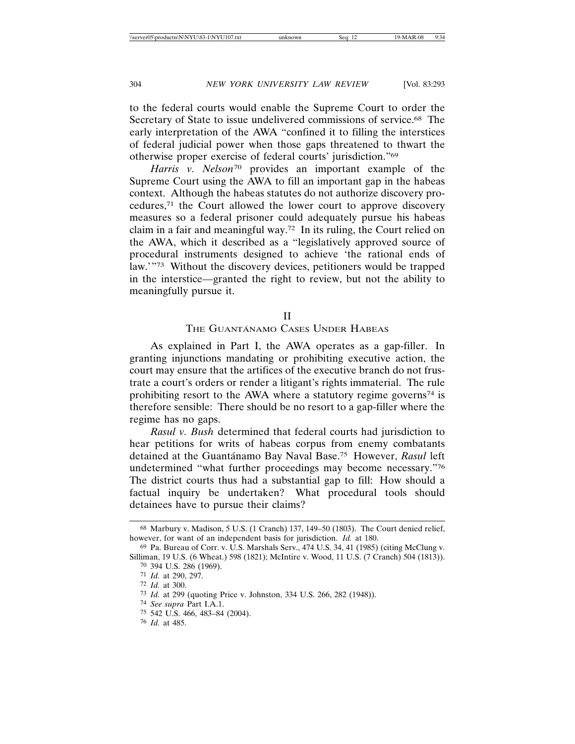to the federal courts would enable the Supreme Court to order the Secretary of State to issue undelivered commissions of service.[68] The early interpretation of the AWA "confined it to filling the interstices of federal judicial power when those gaps threatened to thwart the otherwise proper exercise of federal courts' jurisdiction."[69]

*Harris v. Nelson*[70] provides an important example of the Supreme Court using the AWA to fill an important gap in the habeas context. Although the habeas statutes do not authorize discovery procedures,[71] the Court allowed the lower court to approve discovery measures so a federal prisoner could adequately pursue his habeas claim in a fair and meaningful way.[72] In its ruling, the Court relied on the AWA, which it described as a "legislatively approved source of procedural instruments designed to achieve 'the rational ends of law.'"[73] Without the discovery devices, petitioners would be trapped in the interstice—granted the right to review, but not the ability to meaningfully pursue it.

## II
## The Guantánamo Cases Under Habeas

As explained in Part I, the AWA operates as a gap-filler. In granting injunctions mandating or prohibiting executive action, the court may ensure that the artifices of the executive branch do not frustrate a court's orders or render a litigant's rights immaterial. The rule prohibiting resort to the AWA where a statutory regime governs[74] is therefore sensible: There should be no resort to a gap-filler where the regime has no gaps.

*Rasul v. Bush* determined that federal courts had jurisdiction to hear petitions for writs of habeas corpus from enemy combatants detained at the Guantánamo Bay Naval Base.[75] However, *Rasul* left undetermined "what further proceedings may become necessary."[76] The district courts thus had a substantial gap to fill: How should a factual inquiry be undertaken? What procedural tools should detainees have to pursue their claims?

---

[68] Marbury v. Madison, 5 U.S. (1 Cranch) 137, 149–50 (1803). The Court denied relief, however, for want of an independent basis for jurisdiction. *Id.* at 180.

[69] Pa. Bureau of Corr. v. U.S. Marshals Serv., 474 U.S. 34, 41 (1985) (citing McClung v. Silliman, 19 U.S. (6 Wheat.) 598 (1821); McIntire v. Wood, 11 U.S. (7 Cranch) 504 (1813)).

[70] 394 U.S. 286 (1969).

[71] *Id.* at 290, 297.

[72] *Id.* at 300.

[73] *Id.* at 299 (quoting Price v. Johnston, 334 U.S. 266, 282 (1948)).

[74] *See supra* Part I.A.1.

[75] 542 U.S. 466, 483–84 (2004).

[76] *Id.* at 485.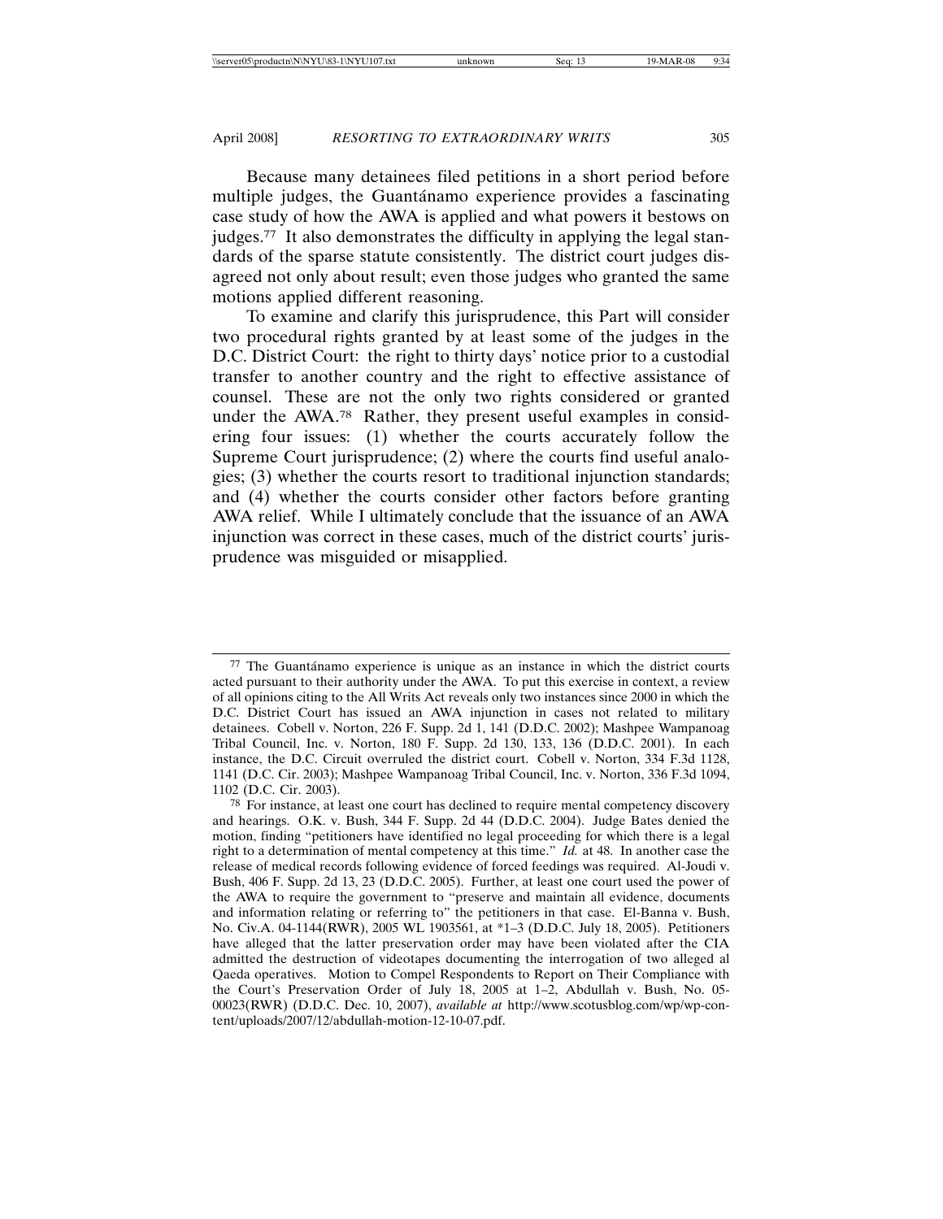Because many detainees filed petitions in a short period before multiple judges, the Guantánamo experience provides a fascinating case study of how the AWA is applied and what powers it bestows on judges.[77] It also demonstrates the difficulty in applying the legal standards of the sparse statute consistently. The district court judges disagreed not only about result; even those judges who granted the same motions applied different reasoning.

To examine and clarify this jurisprudence, this Part will consider two procedural rights granted by at least some of the judges in the D.C. District Court: the right to thirty days' notice prior to a custodial transfer to another country and the right to effective assistance of counsel. These are not the only two rights considered or granted under the AWA.[78] Rather, they present useful examples in considering four issues: (1) whether the courts accurately follow the Supreme Court jurisprudence; (2) where the courts find useful analogies; (3) whether the courts resort to traditional injunction standards; and (4) whether the courts consider other factors before granting AWA relief. While I ultimately conclude that the issuance of an AWA injunction was correct in these cases, much of the district courts' jurisprudence was misguided or misapplied.

---

[77] The Guantánamo experience is unique as an instance in which the district courts acted pursuant to their authority under the AWA. To put this exercise in context, a review of all opinions citing to the All Writs Act reveals only two instances since 2000 in which the D.C. District Court has issued an AWA injunction in cases not related to military detainees. Cobell v. Norton, 226 F. Supp. 2d 1, 141 (D.D.C. 2002); Mashpee Wampanoag Tribal Council, Inc. v. Norton, 180 F. Supp. 2d 130, 133, 136 (D.D.C. 2001). In each instance, the D.C. Circuit overruled the district court. Cobell v. Norton, 334 F.3d 1128, 1141 (D.C. Cir. 2003); Mashpee Wampanoag Tribal Council, Inc. v. Norton, 336 F.3d 1094, 1102 (D.C. Cir. 2003).

[78] For instance, at least one court has declined to require mental competency discovery and hearings. O.K. v. Bush, 344 F. Supp. 2d 44 (D.D.C. 2004). Judge Bates denied the motion, finding "petitioners have identified no legal proceeding for which there is a legal right to a determination of mental competency at this time." *Id.* at 48. In another case the release of medical records following evidence of forced feedings was required. Al-Joudi v. Bush, 406 F. Supp. 2d 13, 23 (D.D.C. 2005). Further, at least one court used the power of the AWA to require the government to "preserve and maintain all evidence, documents and information relating or referring to" the petitioners in that case. El-Banna v. Bush, No. Civ.A. 04-1144(RWR), 2005 WL 1903561, at *1–3 (D.D.C. July 18, 2005). Petitioners have alleged that the latter preservation order may have been violated after the CIA admitted the destruction of videotapes documenting the interrogation of two alleged al Qaeda operatives. Motion to Compel Respondents to Report on Their Compliance with the Court's Preservation Order of July 18, 2005 at 1–2, Abdullah v. Bush, No. 05-00023(RWR) (D.D.C. Dec. 10, 2007), *available at* http://www.scotusblog.com/wp/wp-content/uploads/2007/12/abdullah-motion-12-10-07.pdf.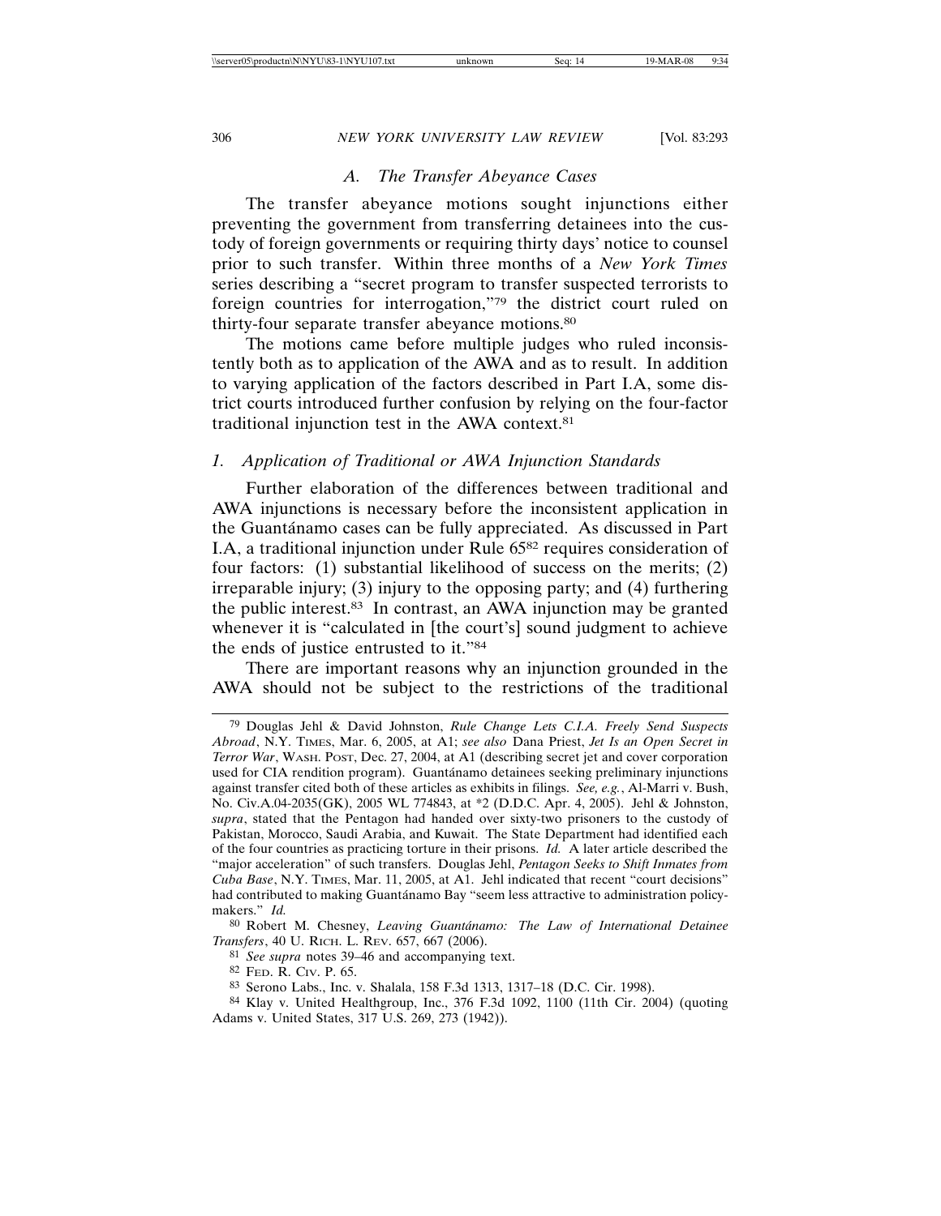### A. *The Transfer Abeyance Cases*

The transfer abeyance motions sought injunctions either preventing the government from transferring detainees into the custody of foreign governments or requiring thirty days' notice to counsel prior to such transfer. Within three months of a *New York Times* series describing a "secret program to transfer suspected terrorists to foreign countries for interrogation,"[79] the district court ruled on thirty-four separate transfer abeyance motions.[80]

The motions came before multiple judges who ruled inconsistently both as to application of the AWA and as to result. In addition to varying application of the factors described in Part I.A, some district courts introduced further confusion by relying on the four-factor traditional injunction test in the AWA context.[81]

#### 1. *Application of Traditional or AWA Injunction Standards*

Further elaboration of the differences between traditional and AWA injunctions is necessary before the inconsistent application in the Guantánamo cases can be fully appreciated. As discussed in Part I.A, a traditional injunction under Rule 65[82] requires consideration of four factors: (1) substantial likelihood of success on the merits; (2) irreparable injury; (3) injury to the opposing party; and (4) furthering the public interest.[83] In contrast, an AWA injunction may be granted whenever it is "calculated in [the court's] sound judgment to achieve the ends of justice entrusted to it."[84]

There are important reasons why an injunction grounded in the AWA should not be subject to the restrictions of the traditional

---

[79] Douglas Jehl & David Johnston, *Rule Change Lets C.I.A. Freely Send Suspects Abroad*, N.Y. TIMES, Mar. 6, 2005, at A1; *see also* Dana Priest, *Jet Is an Open Secret in Terror War*, WASH. POST, Dec. 27, 2004, at A1 (describing secret jet and cover corporation used for CIA rendition program). Guantánamo detainees seeking preliminary injunctions against transfer cited both of these articles as exhibits in filings. *See, e.g.*, Al-Marri v. Bush, No. Civ.A.04-2035(GK), 2005 WL 774843, at *2 (D.D.C. Apr. 4, 2005). Jehl & Johnston, *supra*, stated that the Pentagon had handed over sixty-two prisoners to the custody of Pakistan, Morocco, Saudi Arabia, and Kuwait. The State Department had identified each of the four countries as practicing torture in their prisons. *Id.* A later article described the "major acceleration" of such transfers. Douglas Jehl, *Pentagon Seeks to Shift Inmates from Cuba Base*, N.Y. TIMES, Mar. 11, 2005, at A1. Jehl indicated that recent "court decisions" had contributed to making Guantánamo Bay "seem less attractive to administration policymakers." *Id.*

[80] Robert M. Chesney, *Leaving Guantánamo: The Law of International Detainee Transfers*, 40 U. RICH. L. REV. 657, 667 (2006).

[81] *See supra* notes 39–46 and accompanying text.

[82] FED. R. CIV. P. 65.

[83] Serono Labs., Inc. v. Shalala, 158 F.3d 1313, 1317–18 (D.C. Cir. 1998).

[84] Klay v. United Healthgroup, Inc., 376 F.3d 1092, 1100 (11th Cir. 2004) (quoting Adams v. United States, 317 U.S. 269, 273 (1942)).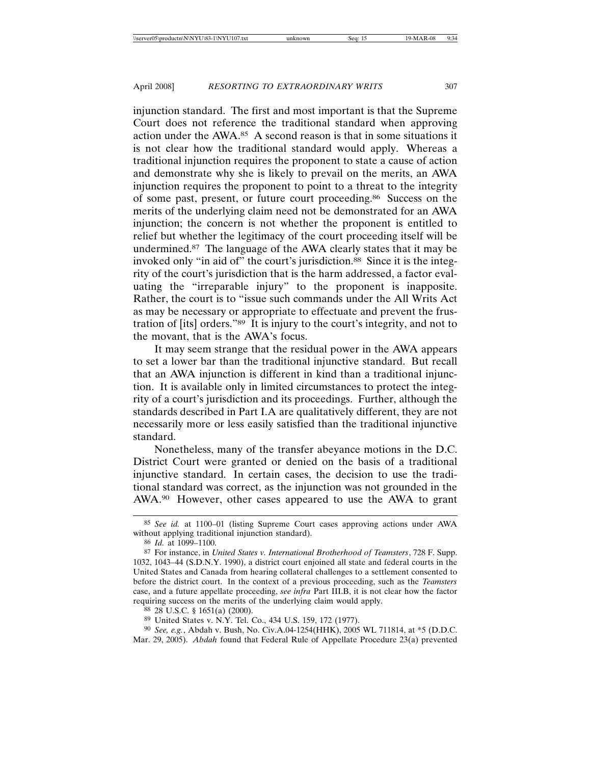injunction standard. The first and most important is that the Supreme Court does not reference the traditional standard when approving action under the AWA.[85] A second reason is that in some situations it is not clear how the traditional standard would apply. Whereas a traditional injunction requires the proponent to state a cause of action and demonstrate why she is likely to prevail on the merits, an AWA injunction requires the proponent to point to a threat to the integrity of some past, present, or future court proceeding.[86] Success on the merits of the underlying claim need not be demonstrated for an AWA injunction; the concern is not whether the proponent is entitled to relief but whether the legitimacy of the court proceeding itself will be undermined.[87] The language of the AWA clearly states that it may be invoked only "in aid of" the court's jurisdiction.[88] Since it is the integrity of the court's jurisdiction that is the harm addressed, a factor evaluating the "irreparable injury" to the proponent is inapposite. Rather, the court is to "issue such commands under the All Writs Act as may be necessary or appropriate to effectuate and prevent the frustration of [its] orders."[89] It is injury to the court's integrity, and not to the movant, that is the AWA's focus.

It may seem strange that the residual power in the AWA appears to set a lower bar than the traditional injunctive standard. But recall that an AWA injunction is different in kind than a traditional injunction. It is available only in limited circumstances to protect the integrity of a court's jurisdiction and its proceedings. Further, although the standards described in Part I.A are qualitatively different, they are not necessarily more or less easily satisfied than the traditional injunctive standard.

Nonetheless, many of the transfer abeyance motions in the D.C. District Court were granted or denied on the basis of a traditional injunctive standard. In certain cases, the decision to use the traditional standard was correct, as the injunction was not grounded in the AWA.[90] However, other cases appeared to use the AWA to grant

---

[85] *See id.* at 1100–01 (listing Supreme Court cases approving actions under AWA without applying traditional injunction standard).

[86] *Id.* at 1099–1100.

[87] For instance, in *United States v. International Brotherhood of Teamsters*, 728 F. Supp. 1032, 1043–44 (S.D.N.Y. 1990), a district court enjoined all state and federal courts in the United States and Canada from hearing collateral challenges to a settlement consented to before the district court. In the context of a previous proceeding, such as the *Teamsters* case, and a future appellate proceeding, *see infra* Part III.B, it is not clear how the factor requiring success on the merits of the underlying claim would apply.

[88] 28 U.S.C. § 1651(a) (2000).

[89] United States v. N.Y. Tel. Co., 434 U.S. 159, 172 (1977).

[90] *See, e.g.*, Abdah v. Bush, No. Civ.A.04-1254(HHK), 2005 WL 711814, at *5 (D.D.C. Mar. 29, 2005). *Abdah* found that Federal Rule of Appellate Procedure 23(a) prevented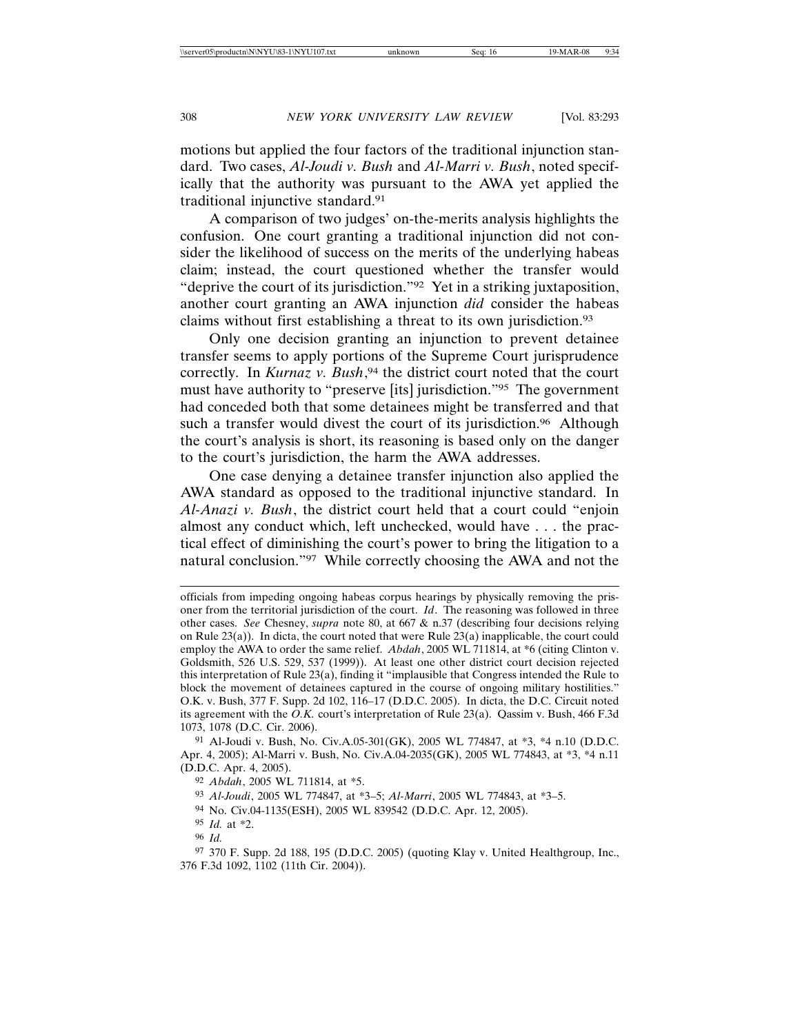motions but applied the four factors of the traditional injunction standard. Two cases, *Al-Joudi v. Bush* and *Al-Marri v. Bush*, noted specifically that the authority was pursuant to the AWA yet applied the traditional injunctive standard.[91]

A comparison of two judges' on-the-merits analysis highlights the confusion. One court granting a traditional injunction did not consider the likelihood of success on the merits of the underlying habeas claim; instead, the court questioned whether the transfer would "deprive the court of its jurisdiction."[92] Yet in a striking juxtaposition, another court granting an AWA injunction *did* consider the habeas claims without first establishing a threat to its own jurisdiction.[93]

Only one decision granting an injunction to prevent detainee transfer seems to apply portions of the Supreme Court jurisprudence correctly. In *Kurnaz v. Bush*,[94] the district court noted that the court must have authority to "preserve [its] jurisdiction."[95] The government had conceded both that some detainees might be transferred and that such a transfer would divest the court of its jurisdiction.[96] Although the court's analysis is short, its reasoning is based only on the danger to the court's jurisdiction, the harm the AWA addresses.

One case denying a detainee transfer injunction also applied the AWA standard as opposed to the traditional injunctive standard. In *Al-Anazi v. Bush*, the district court held that a court could "enjoin almost any conduct which, left unchecked, would have . . . the practical effect of diminishing the court's power to bring the litigation to a natural conclusion."[97] While correctly choosing the AWA and not the

---

officials from impeding ongoing habeas corpus hearings by physically removing the prisoner from the territorial jurisdiction of the court. *Id*. The reasoning was followed in three other cases. *See* Chesney, *supra* note 80, at 667 & n.37 (describing four decisions relying on Rule 23(a)). In dicta, the court noted that were Rule 23(a) inapplicable, the court could employ the AWA to order the same relief. *Abdah*, 2005 WL 711814, at *6 (citing Clinton v. Goldsmith, 526 U.S. 529, 537 (1999)). At least one other district court decision rejected this interpretation of Rule 23(a), finding it "implausible that Congress intended the Rule to block the movement of detainees captured in the course of ongoing military hostilities." O.K. v. Bush, 377 F. Supp. 2d 102, 116–17 (D.D.C. 2005). In dicta, the D.C. Circuit noted its agreement with the *O.K.* court's interpretation of Rule 23(a). Qassim v. Bush, 466 F.3d 1073, 1078 (D.C. Cir. 2006).

[91] Al-Joudi v. Bush, No. Civ.A.05-301(GK), 2005 WL 774847, at *3, *4 n.10 (D.D.C. Apr. 4, 2005); Al-Marri v. Bush, No. Civ.A.04-2035(GK), 2005 WL 774843, at *3, *4 n.11 (D.D.C. Apr. 4, 2005).

[92] *Abdah*, 2005 WL 711814, at *5.

[93] *Al-Joudi*, 2005 WL 774847, at *3–5; *Al-Marri*, 2005 WL 774843, at *3–5.

[94] No. Civ.04-1135(ESH), 2005 WL 839542 (D.D.C. Apr. 12, 2005).

[95] *Id.* at *2.

[96] *Id.*

[97] 370 F. Supp. 2d 188, 195 (D.D.C. 2005) (quoting Klay v. United Healthgroup, Inc., 376 F.3d 1092, 1102 (11th Cir. 2004)).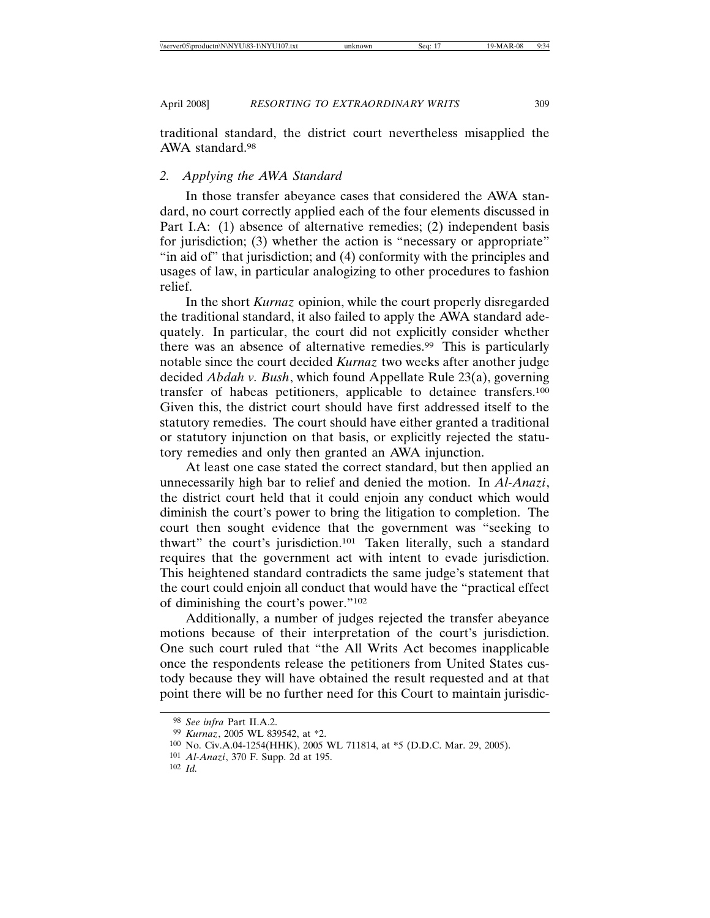traditional standard, the district court nevertheless misapplied the AWA standard.[98]

### 2. *Applying the AWA Standard*

In those transfer abeyance cases that considered the AWA standard, no court correctly applied each of the four elements discussed in Part I.A: (1) absence of alternative remedies; (2) independent basis for jurisdiction; (3) whether the action is "necessary or appropriate" "in aid of" that jurisdiction; and (4) conformity with the principles and usages of law, in particular analogizing to other procedures to fashion relief.

In the short *Kurnaz* opinion, while the court properly disregarded the traditional standard, it also failed to apply the AWA standard adequately. In particular, the court did not explicitly consider whether there was an absence of alternative remedies.[99] This is particularly notable since the court decided *Kurnaz* two weeks after another judge decided *Abdah v. Bush*, which found Appellate Rule 23(a), governing transfer of habeas petitioners, applicable to detainee transfers.[100] Given this, the district court should have first addressed itself to the statutory remedies. The court should have either granted a traditional or statutory injunction on that basis, or explicitly rejected the statutory remedies and only then granted an AWA injunction.

At least one case stated the correct standard, but then applied an unnecessarily high bar to relief and denied the motion. In *Al-Anazi*, the district court held that it could enjoin any conduct which would diminish the court's power to bring the litigation to completion. The court then sought evidence that the government was "seeking to thwart" the court's jurisdiction.[101] Taken literally, such a standard requires that the government act with intent to evade jurisdiction. This heightened standard contradicts the same judge's statement that the court could enjoin all conduct that would have the "practical effect of diminishing the court's power."[102]

Additionally, a number of judges rejected the transfer abeyance motions because of their interpretation of the court's jurisdiction. One such court ruled that "the All Writs Act becomes inapplicable once the respondents release the petitioners from United States custody because they will have obtained the result requested and at that point there will be no further need for this Court to maintain jurisdic-

---

[98] *See infra* Part II.A.2.

[99] *Kurnaz*, 2005 WL 839542, at *2.

[100] No. Civ.A.04-1254(HHK), 2005 WL 711814, at *5 (D.D.C. Mar. 29, 2005).

[101] *Al-Anazi*, 370 F. Supp. 2d at 195.

[102] *Id.*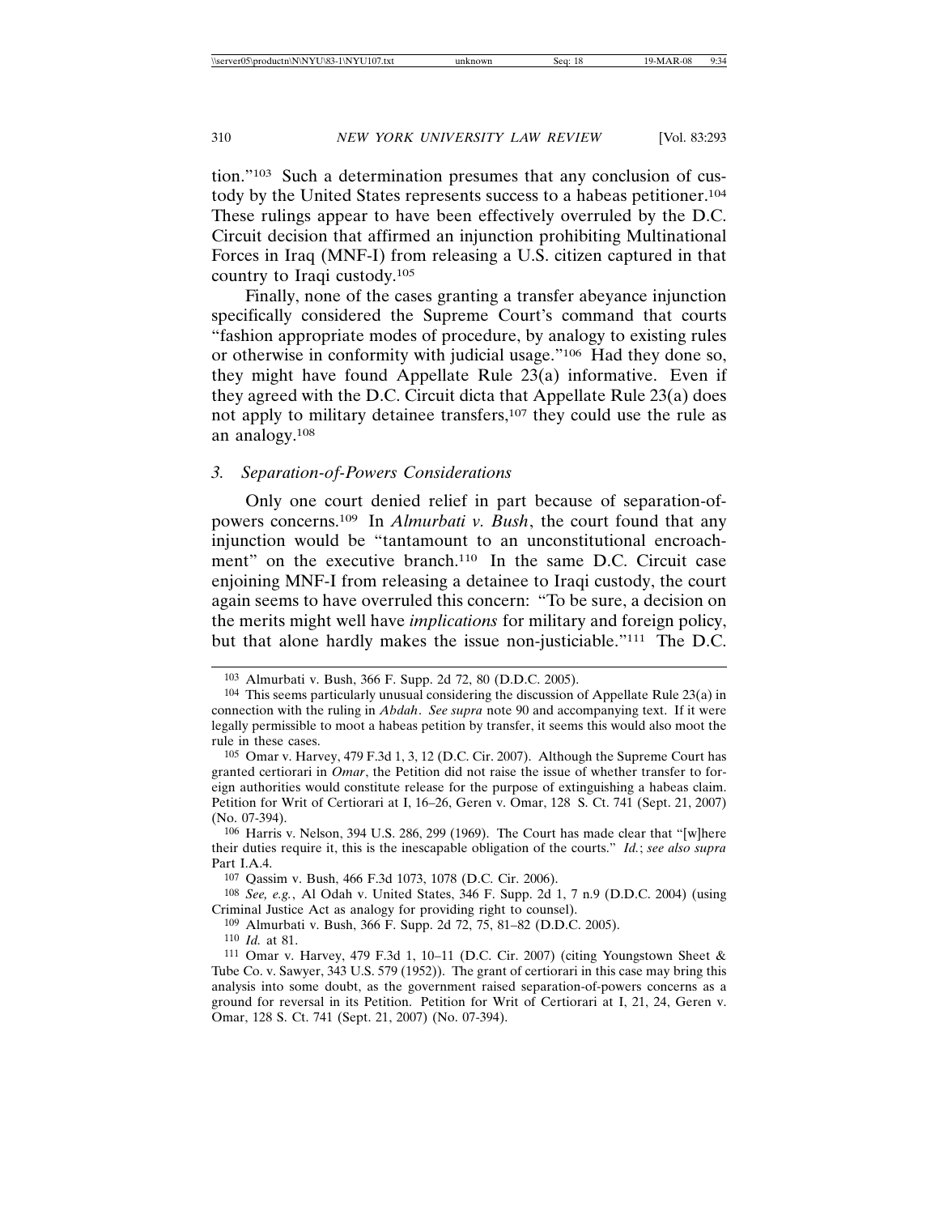tion."[103] Such a determination presumes that any conclusion of custody by the United States represents success to a habeas petitioner.[104] These rulings appear to have been effectively overruled by the D.C. Circuit decision that affirmed an injunction prohibiting Multinational Forces in Iraq (MNF-I) from releasing a U.S. citizen captured in that country to Iraqi custody.[105]

Finally, none of the cases granting a transfer abeyance injunction specifically considered the Supreme Court's command that courts "fashion appropriate modes of procedure, by analogy to existing rules or otherwise in conformity with judicial usage."[106] Had they done so, they might have found Appellate Rule 23(a) informative. Even if they agreed with the D.C. Circuit dicta that Appellate Rule 23(a) does not apply to military detainee transfers,[107] they could use the rule as an analogy.[108]

### 3. *Separation-of-Powers Considerations*

Only one court denied relief in part because of separation-of-powers concerns.[109] In *Almurbati v. Bush*, the court found that any injunction would be "tantamount to an unconstitutional encroachment" on the executive branch.[110] In the same D.C. Circuit case enjoining MNF-I from releasing a detainee to Iraqi custody, the court again seems to have overruled this concern: "To be sure, a decision on the merits might well have *implications* for military and foreign policy, but that alone hardly makes the issue non-justiciable."[111] The D.C.

---

[103] Almurbati v. Bush, 366 F. Supp. 2d 72, 80 (D.D.C. 2005).

[104] This seems particularly unusual considering the discussion of Appellate Rule 23(a) in connection with the ruling in *Abdah*. *See supra* note 90 and accompanying text. If it were legally permissible to moot a habeas petition by transfer, it seems this would also moot the rule in these cases.

[105] Omar v. Harvey, 479 F.3d 1, 3, 12 (D.C. Cir. 2007). Although the Supreme Court has granted certiorari in *Omar*, the Petition did not raise the issue of whether transfer to foreign authorities would constitute release for the purpose of extinguishing a habeas claim. Petition for Writ of Certiorari at I, 16–26, Geren v. Omar, 128 S. Ct. 741 (Sept. 21, 2007) (No. 07-394).

[106] Harris v. Nelson, 394 U.S. 286, 299 (1969). The Court has made clear that "[w]here their duties require it, this is the inescapable obligation of the courts." *Id.*; *see also supra* Part I.A.4.

[107] Qassim v. Bush, 466 F.3d 1073, 1078 (D.C. Cir. 2006).

[108] *See, e.g.*, Al Odah v. United States, 346 F. Supp. 2d 1, 7 n.9 (D.D.C. 2004) (using Criminal Justice Act as analogy for providing right to counsel).

[109] Almurbati v. Bush, 366 F. Supp. 2d 72, 75, 81–82 (D.D.C. 2005).

[110] *Id.* at 81.

[111] Omar v. Harvey, 479 F.3d 1, 10–11 (D.C. Cir. 2007) (citing Youngstown Sheet & Tube Co. v. Sawyer, 343 U.S. 579 (1952)). The grant of certiorari in this case may bring this analysis into some doubt, as the government raised separation-of-powers concerns as a ground for reversal in its Petition. Petition for Writ of Certiorari at I, 21, 24, Geren v. Omar, 128 S. Ct. 741 (Sept. 21, 2007) (No. 07-394).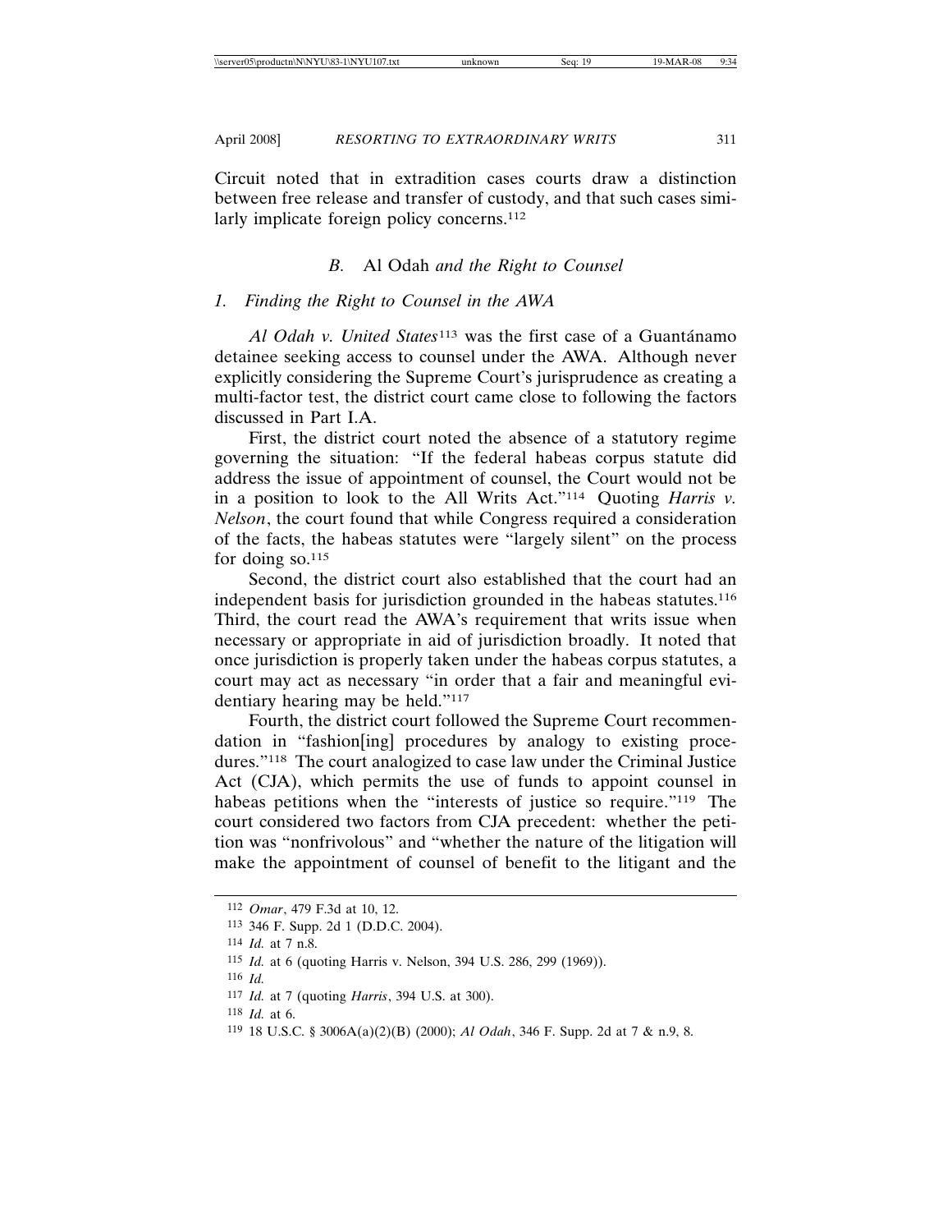Circuit noted that in extradition cases courts draw a distinction between free release and transfer of custody, and that such cases similarly implicate foreign policy concerns.[112]

### B. *Al Odah and the Right to Counsel*

#### 1. *Finding the Right to Counsel in the AWA*

*Al Odah v. United States*[113] was the first case of a Guantánamo detainee seeking access to counsel under the AWA. Although never explicitly considering the Supreme Court's jurisprudence as creating a multi-factor test, the district court came close to following the factors discussed in Part I.A.

First, the district court noted the absence of a statutory regime governing the situation: "If the federal habeas corpus statute did address the issue of appointment of counsel, the Court would not be in a position to look to the All Writs Act."[114] Quoting *Harris v. Nelson*, the court found that while Congress required a consideration of the facts, the habeas statutes were "largely silent" on the process for doing so.[115]

Second, the district court also established that the court had an independent basis for jurisdiction grounded in the habeas statutes.[116] Third, the court read the AWA's requirement that writs issue when necessary or appropriate in aid of jurisdiction broadly. It noted that once jurisdiction is properly taken under the habeas corpus statutes, a court may act as necessary "in order that a fair and meaningful evidentiary hearing may be held."[117]

Fourth, the district court followed the Supreme Court recommendation in "fashion[ing] procedures by analogy to existing procedures."[118] The court analogized to case law under the Criminal Justice Act (CJA), which permits the use of funds to appoint counsel in habeas petitions when the "interests of justice so require."[119] The court considered two factors from CJA precedent: whether the petition was "nonfrivolous" and "whether the nature of the litigation will make the appointment of counsel of benefit to the litigant and the

---

[112] *Omar*, 479 F.3d at 10, 12.

[113] 346 F. Supp. 2d 1 (D.D.C. 2004).

[114] *Id.* at 7 n.8.

[115] *Id.* at 6 (quoting Harris v. Nelson, 394 U.S. 286, 299 (1969)).

[116] *Id.*

[117] *Id.* at 7 (quoting *Harris*, 394 U.S. at 300).

[118] *Id.* at 6.

[119] 18 U.S.C. § 3006A(a)(2)(B) (2000); *Al Odah*, 346 F. Supp. 2d at 7 & n.9, 8.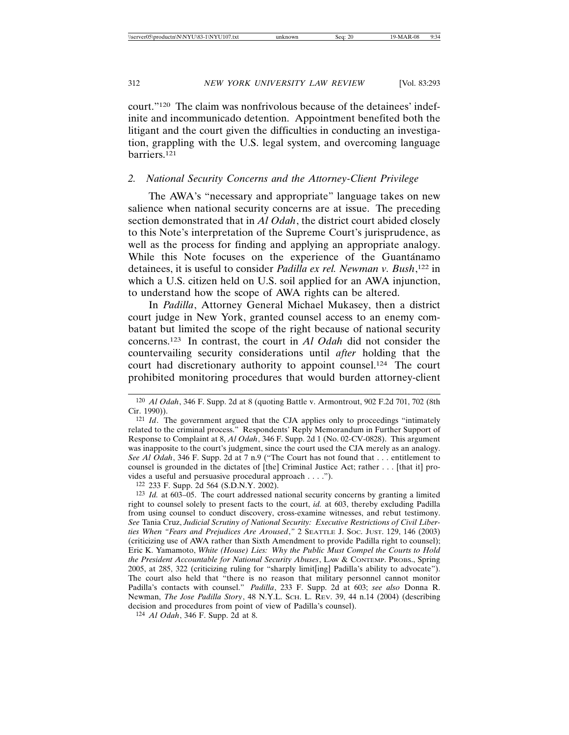court."[120] The claim was nonfrivolous because of the detainees' indefinite and incommunicado detention. Appointment benefited both the litigant and the court given the difficulties in conducting an investigation, grappling with the U.S. legal system, and overcoming language barriers.[121]

### 2. National Security Concerns and the Attorney-Client Privilege

The AWA's "necessary and appropriate" language takes on new salience when national security concerns are at issue. The preceding section demonstrated that in *Al Odah*, the district court abided closely to this Note's interpretation of the Supreme Court's jurisprudence, as well as the process for finding and applying an appropriate analogy. While this Note focuses on the experience of the Guantánamo detainees, it is useful to consider *Padilla ex rel. Newman v. Bush*,[122] in which a U.S. citizen held on U.S. soil applied for an AWA injunction, to understand how the scope of AWA rights can be altered.

In *Padilla*, Attorney General Michael Mukasey, then a district court judge in New York, granted counsel access to an enemy combatant but limited the scope of the right because of national security concerns.[123] In contrast, the court in *Al Odah* did not consider the countervailing security considerations until *after* holding that the court had discretionary authority to appoint counsel.[124] The court prohibited monitoring procedures that would burden attorney-client

---

[120] *Al Odah*, 346 F. Supp. 2d at 8 (quoting Battle v. Armontrout, 902 F.2d 701, 702 (8th Cir. 1990)).

[121] *Id*. The government argued that the CJA applies only to proceedings "intimately related to the criminal process." Respondents' Reply Memorandum in Further Support of Response to Complaint at 8, *Al Odah*, 346 F. Supp. 2d 1 (No. 02-CV-0828). This argument was inapposite to the court's judgment, since the court used the CJA merely as an analogy. *See Al Odah*, 346 F. Supp. 2d at 7 n.9 ("The Court has not found that . . . entitlement to counsel is grounded in the dictates of [the] Criminal Justice Act; rather . . . [that it] provides a useful and persuasive procedural approach . . . .").

[122] 233 F. Supp. 2d 564 (S.D.N.Y. 2002).

[123] *Id.* at 603–05. The court addressed national security concerns by granting a limited right to counsel solely to present facts to the court, *id.* at 603, thereby excluding Padilla from using counsel to conduct discovery, cross-examine witnesses, and rebut testimony. *See* Tania Cruz, *Judicial Scrutiny of National Security: Executive Restrictions of Civil Liberties When "Fears and Prejudices Are Aroused*,*"* 2 SEATTLE J. SOC. JUST. 129, 146 (2003) (criticizing use of AWA rather than Sixth Amendment to provide Padilla right to counsel); Eric K. Yamamoto, *White (House) Lies: Why the Public Must Compel the Courts to Hold the President Accountable for National Security Abuses*, LAW & CONTEMP. PROBS., Spring 2005, at 285, 322 (criticizing ruling for "sharply limit[ing] Padilla's ability to advocate"). The court also held that "there is no reason that military personnel cannot monitor Padilla's contacts with counsel." *Padilla*, 233 F. Supp. 2d at 603; *see also* Donna R. Newman, *The Jose Padilla Story*, 48 N.Y.L. SCH. L. REV. 39, 44 n.14 (2004) (describing decision and procedures from point of view of Padilla's counsel).

[124] *Al Odah*, 346 F. Supp. 2d at 8.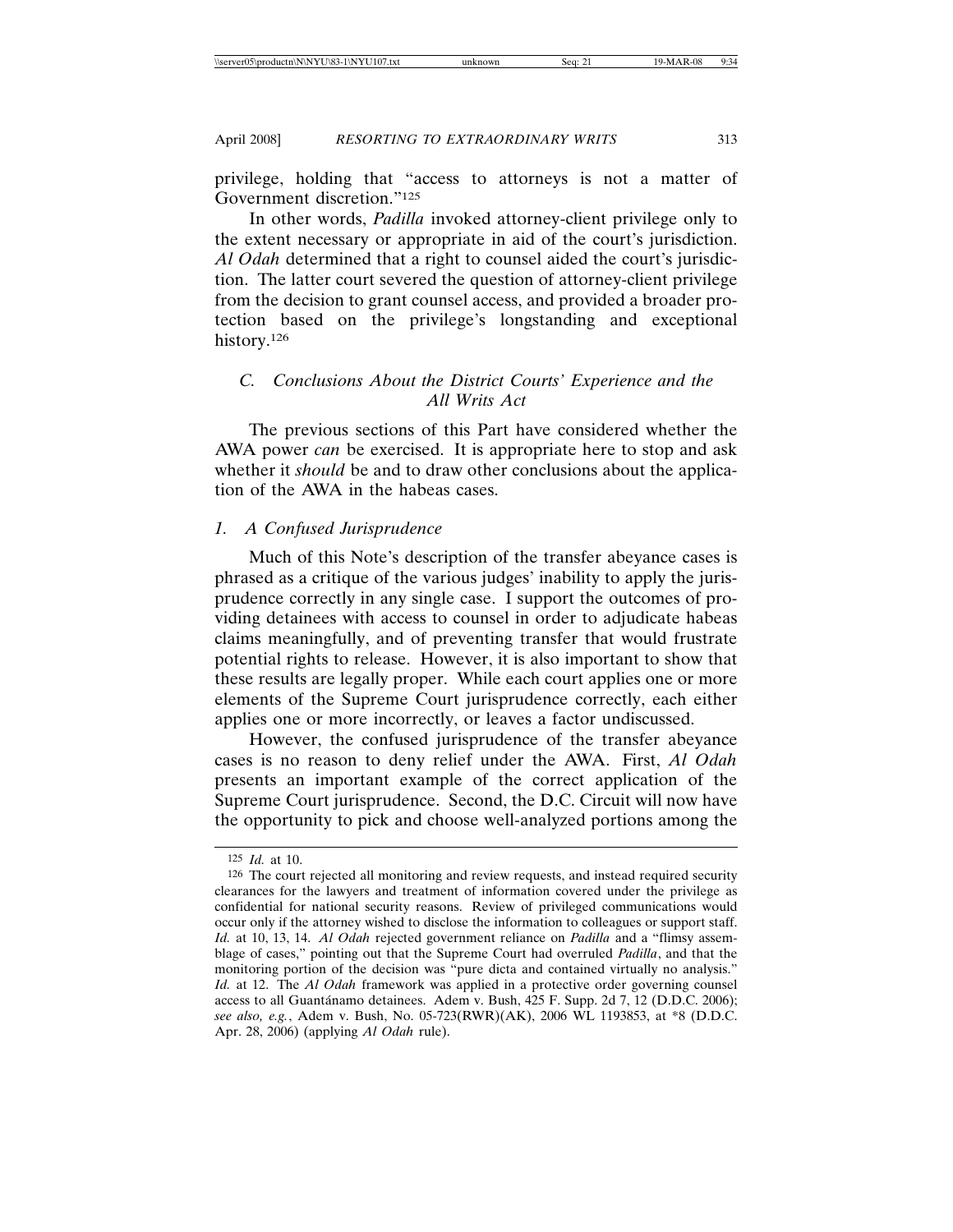privilege, holding that "access to attorneys is not a matter of Government discretion."[125]

In other words, *Padilla* invoked attorney-client privilege only to the extent necessary or appropriate in aid of the court's jurisdiction. *Al Odah* determined that a right to counsel aided the court's jurisdiction. The latter court severed the question of attorney-client privilege from the decision to grant counsel access, and provided a broader protection based on the privilege's longstanding and exceptional history.[126]

### *C. Conclusions About the District Courts' Experience and the All Writs Act*

The previous sections of this Part have considered whether the AWA power *can* be exercised. It is appropriate here to stop and ask whether it *should* be and to draw other conclusions about the application of the AWA in the habeas cases.

#### *1. A Confused Jurisprudence*

Much of this Note's description of the transfer abeyance cases is phrased as a critique of the various judges' inability to apply the jurisprudence correctly in any single case. I support the outcomes of providing detainees with access to counsel in order to adjudicate habeas claims meaningfully, and of preventing transfer that would frustrate potential rights to release. However, it is also important to show that these results are legally proper. While each court applies one or more elements of the Supreme Court jurisprudence correctly, each either applies one or more incorrectly, or leaves a factor undiscussed.

However, the confused jurisprudence of the transfer abeyance cases is no reason to deny relief under the AWA. First, *Al Odah* presents an important example of the correct application of the Supreme Court jurisprudence. Second, the D.C. Circuit will now have the opportunity to pick and choose well-analyzed portions among the

---

[125] *Id.* at 10.

[126] The court rejected all monitoring and review requests, and instead required security clearances for the lawyers and treatment of information covered under the privilege as confidential for national security reasons. Review of privileged communications would occur only if the attorney wished to disclose the information to colleagues or support staff. *Id.* at 10, 13, 14. *Al Odah* rejected government reliance on *Padilla* and a "flimsy assemblage of cases," pointing out that the Supreme Court had overruled *Padilla*, and that the monitoring portion of the decision was "pure dicta and contained virtually no analysis." *Id.* at 12. The *Al Odah* framework was applied in a protective order governing counsel access to all Guantánamo detainees. Adem v. Bush, 425 F. Supp. 2d 7, 12 (D.D.C. 2006); *see also, e.g.*, Adem v. Bush, No. 05-723(RWR)(AK), 2006 WL 1193853, at *8 (D.D.C. Apr. 28, 2006) (applying *Al Odah* rule).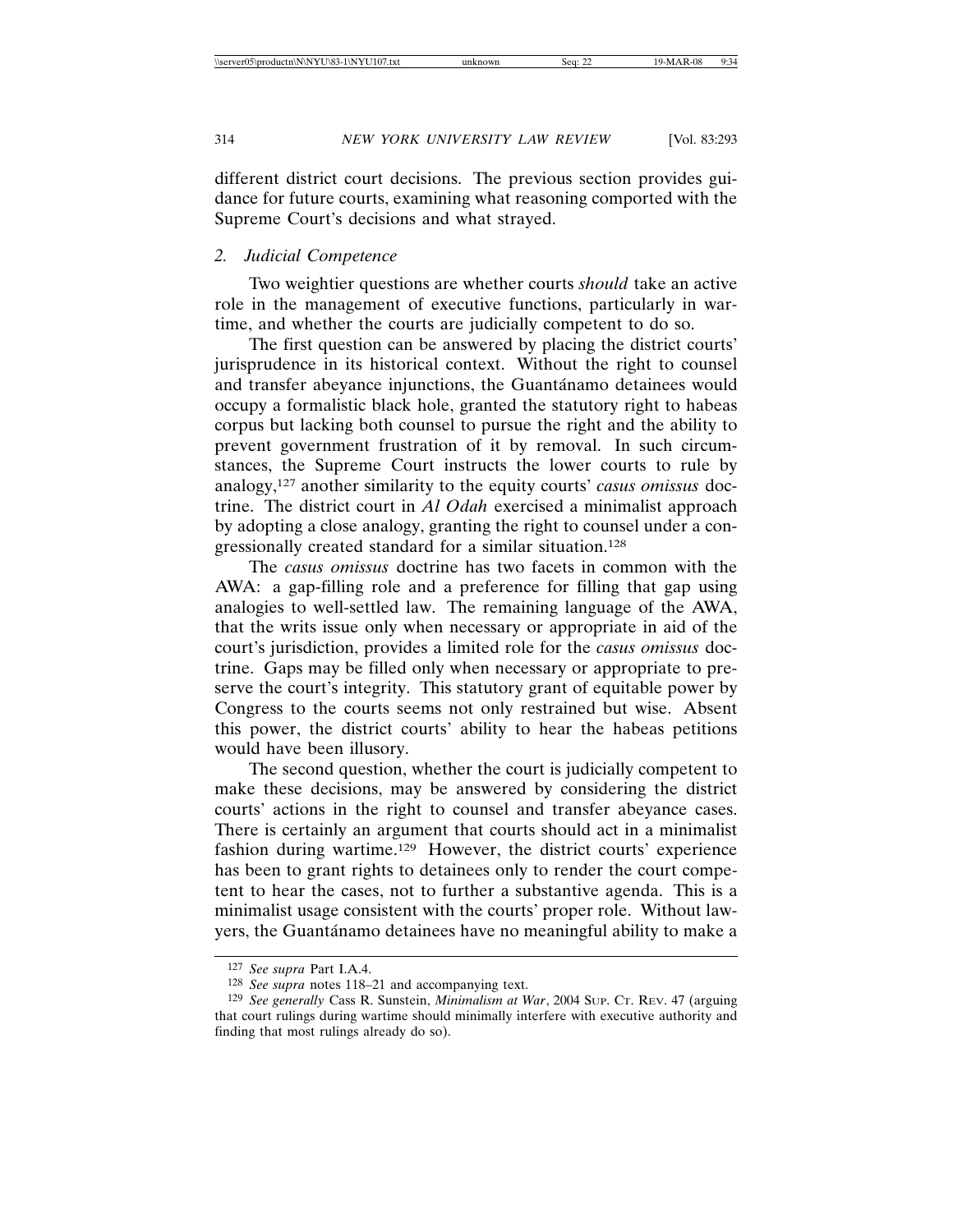different district court decisions. The previous section provides guidance for future courts, examining what reasoning comported with the Supreme Court's decisions and what strayed.

### *2. Judicial Competence*

Two weightier questions are whether courts *should* take an active role in the management of executive functions, particularly in wartime, and whether the courts are judicially competent to do so.

The first question can be answered by placing the district courts' jurisprudence in its historical context. Without the right to counsel and transfer abeyance injunctions, the Guantánamo detainees would occupy a formalistic black hole, granted the statutory right to habeas corpus but lacking both counsel to pursue the right and the ability to prevent government frustration of it by removal. In such circumstances, the Supreme Court instructs the lower courts to rule by analogy,[127] another similarity to the equity courts' *casus omissus* doctrine. The district court in *Al Odah* exercised a minimalist approach by adopting a close analogy, granting the right to counsel under a congressionally created standard for a similar situation.[128]

The *casus omissus* doctrine has two facets in common with the AWA: a gap-filling role and a preference for filling that gap using analogies to well-settled law. The remaining language of the AWA, that the writs issue only when necessary or appropriate in aid of the court's jurisdiction, provides a limited role for the *casus omissus* doctrine. Gaps may be filled only when necessary or appropriate to preserve the court's integrity. This statutory grant of equitable power by Congress to the courts seems not only restrained but wise. Absent this power, the district courts' ability to hear the habeas petitions would have been illusory.

The second question, whether the court is judicially competent to make these decisions, may be answered by considering the district courts' actions in the right to counsel and transfer abeyance cases. There is certainly an argument that courts should act in a minimalist fashion during wartime.[129] However, the district courts' experience has been to grant rights to detainees only to render the court competent to hear the cases, not to further a substantive agenda. This is a minimalist usage consistent with the courts' proper role. Without lawyers, the Guantánamo detainees have no meaningful ability to make a

---

[127] *See supra* Part I.A.4.

[128] *See supra* notes 118–21 and accompanying text.

[129] *See generally* Cass R. Sunstein, *Minimalism at War*, 2004 SUP. CT. REV. 47 (arguing that court rulings during wartime should minimally interfere with executive authority and finding that most rulings already do so).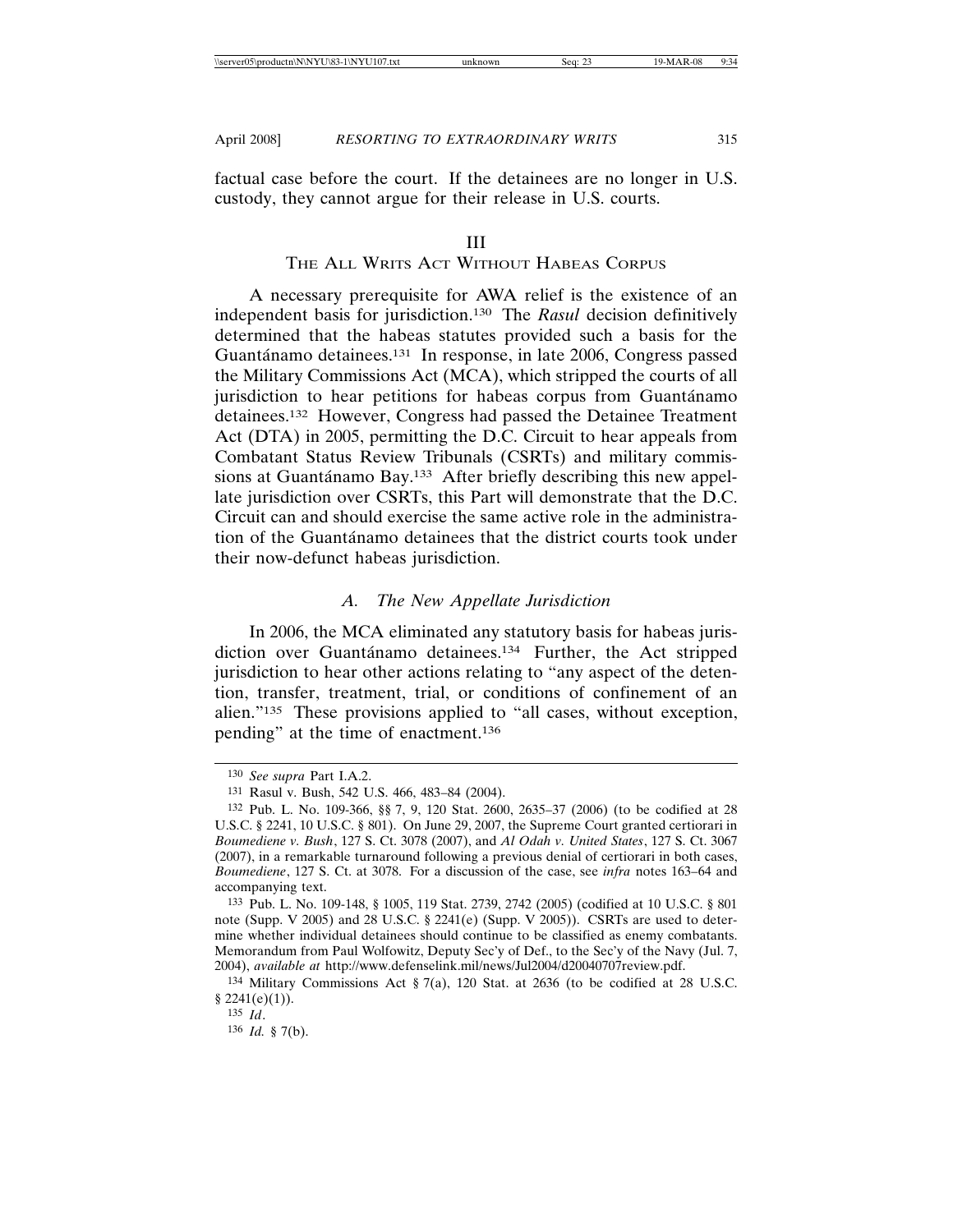factual case before the court. If the detainees are no longer in U.S. custody, they cannot argue for their release in U.S. courts.

## III
## THE ALL WRITS ACT WITHOUT HABEAS CORPUS

A necessary prerequisite for AWA relief is the existence of an independent basis for jurisdiction.[130] The *Rasul* decision definitively determined that the habeas statutes provided such a basis for the Guantánamo detainees.[131] In response, in late 2006, Congress passed the Military Commissions Act (MCA), which stripped the courts of all jurisdiction to hear petitions for habeas corpus from Guantánamo detainees.[132] However, Congress had passed the Detainee Treatment Act (DTA) in 2005, permitting the D.C. Circuit to hear appeals from Combatant Status Review Tribunals (CSRTs) and military commissions at Guantánamo Bay.[133] After briefly describing this new appellate jurisdiction over CSRTs, this Part will demonstrate that the D.C. Circuit can and should exercise the same active role in the administration of the Guantánamo detainees that the district courts took under their now-defunct habeas jurisdiction.

### *A. The New Appellate Jurisdiction*

In 2006, the MCA eliminated any statutory basis for habeas jurisdiction over Guantánamo detainees.[134] Further, the Act stripped jurisdiction to hear other actions relating to "any aspect of the detention, transfer, treatment, trial, or conditions of confinement of an alien."[135] These provisions applied to "all cases, without exception, pending" at the time of enactment.[136]

---

[130] *See supra* Part I.A.2.

[131] Rasul v. Bush, 542 U.S. 466, 483–84 (2004).

[132] Pub. L. No. 109-366, §§ 7, 9, 120 Stat. 2600, 2635–37 (2006) (to be codified at 28 U.S.C. § 2241, 10 U.S.C. § 801). On June 29, 2007, the Supreme Court granted certiorari in *Boumediene v. Bush*, 127 S. Ct. 3078 (2007), and *Al Odah v. United States*, 127 S. Ct. 3067 (2007), in a remarkable turnaround following a previous denial of certiorari in both cases, *Boumediene*, 127 S. Ct. at 3078. For a discussion of the case, see *infra* notes 163–64 and accompanying text.

[133] Pub. L. No. 109-148, § 1005, 119 Stat. 2739, 2742 (2005) (codified at 10 U.S.C. § 801 note (Supp. V 2005) and 28 U.S.C. § 2241(e) (Supp. V 2005)). CSRTs are used to determine whether individual detainees should continue to be classified as enemy combatants. Memorandum from Paul Wolfowitz, Deputy Sec'y of Def., to the Sec'y of the Navy (Jul. 7, 2004), *available at* http://www.defenselink.mil/news/Jul2004/d20040707review.pdf.

[134] Military Commissions Act § 7(a), 120 Stat. at 2636 (to be codified at 28 U.S.C. § 2241(e)(1)).

[135] *Id.*

[136] *Id.* § 7(b).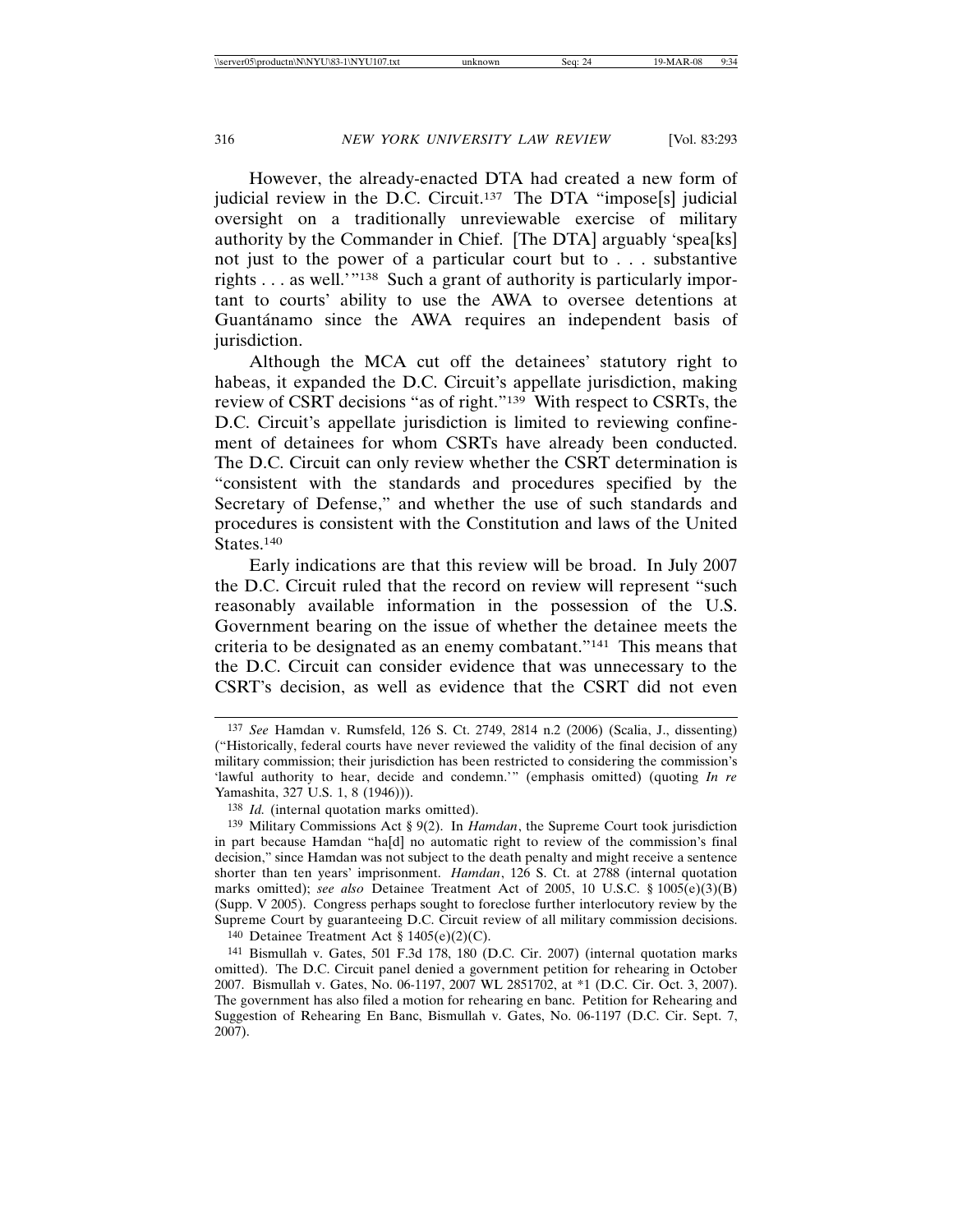However, the already-enacted DTA had created a new form of judicial review in the D.C. Circuit.[137] The DTA "impose[s] judicial oversight on a traditionally unreviewable exercise of military authority by the Commander in Chief. [The DTA] arguably 'spea[ks] not just to the power of a particular court but to . . . substantive rights . . . as well.'"[138] Such a grant of authority is particularly important to courts' ability to use the AWA to oversee detentions at Guantánamo since the AWA requires an independent basis of jurisdiction.

Although the MCA cut off the detainees' statutory right to habeas, it expanded the D.C. Circuit's appellate jurisdiction, making review of CSRT decisions "as of right."[139] With respect to CSRTs, the D.C. Circuit's appellate jurisdiction is limited to reviewing confinement of detainees for whom CSRTs have already been conducted. The D.C. Circuit can only review whether the CSRT determination is "consistent with the standards and procedures specified by the Secretary of Defense," and whether the use of such standards and procedures is consistent with the Constitution and laws of the United States.[140]

Early indications are that this review will be broad. In July 2007 the D.C. Circuit ruled that the record on review will represent "such reasonably available information in the possession of the U.S. Government bearing on the issue of whether the detainee meets the criteria to be designated as an enemy combatant."[141] This means that the D.C. Circuit can consider evidence that was unnecessary to the CSRT's decision, as well as evidence that the CSRT did not even

---

[137] *See* Hamdan v. Rumsfeld, 126 S. Ct. 2749, 2814 n.2 (2006) (Scalia, J., dissenting) ("Historically, federal courts have never reviewed the validity of the final decision of any military commission; their jurisdiction has been restricted to considering the commission's 'lawful authority to hear, decide and condemn.'" (emphasis omitted) (quoting *In re* Yamashita, 327 U.S. 1, 8 (1946))).

[138] *Id.* (internal quotation marks omitted).

[139] Military Commissions Act § 9(2). In *Hamdan*, the Supreme Court took jurisdiction in part because Hamdan "ha[d] no automatic right to review of the commission's final decision," since Hamdan was not subject to the death penalty and might receive a sentence shorter than ten years' imprisonment. *Hamdan*, 126 S. Ct. at 2788 (internal quotation marks omitted); *see also* Detainee Treatment Act of 2005, 10 U.S.C. § 1005(e)(3)(B) (Supp. V 2005). Congress perhaps sought to foreclose further interlocutory review by the Supreme Court by guaranteeing D.C. Circuit review of all military commission decisions.

[140] Detainee Treatment Act § 1405(e)(2)(C).

[141] Bismullah v. Gates, 501 F.3d 178, 180 (D.C. Cir. 2007) (internal quotation marks omitted). The D.C. Circuit panel denied a government petition for rehearing in October 2007. Bismullah v. Gates, No. 06-1197, 2007 WL 2851702, at *1 (D.C. Cir. Oct. 3, 2007). The government has also filed a motion for rehearing en banc. Petition for Rehearing and Suggestion of Rehearing En Banc, Bismullah v. Gates, No. 06-1197 (D.C. Cir. Sept. 7, 2007).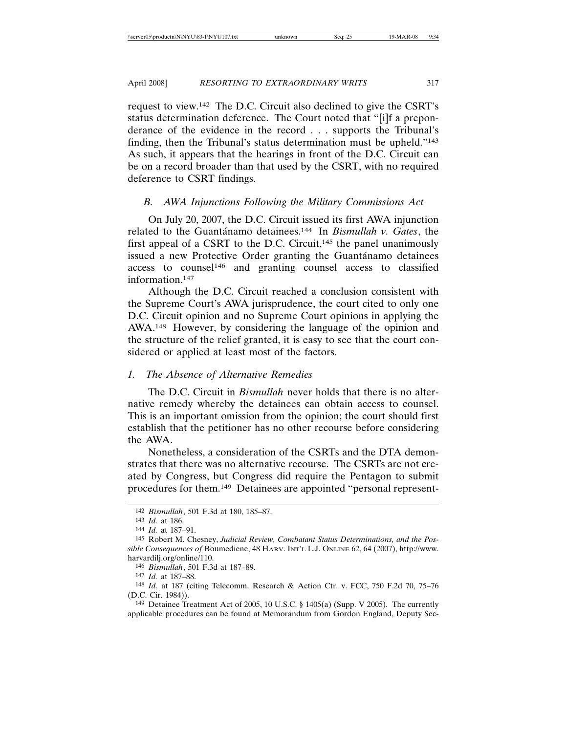request to view.[142] The D.C. Circuit also declined to give the CSRT's status determination deference. The Court noted that "[i]f a preponderance of the evidence in the record . . . supports the Tribunal's finding, then the Tribunal's status determination must be upheld."[143] As such, it appears that the hearings in front of the D.C. Circuit can be on a record broader than that used by the CSRT, with no required deference to CSRT findings.

### B. AWA Injunctions Following the Military Commissions Act

On July 20, 2007, the D.C. Circuit issued its first AWA injunction related to the Guantánamo detainees.[144] In *Bismullah v. Gates*, the first appeal of a CSRT to the D.C. Circuit,[145] the panel unanimously issued a new Protective Order granting the Guantánamo detainees access to counsel[146] and granting counsel access to classified information.[147]

Although the D.C. Circuit reached a conclusion consistent with the Supreme Court's AWA jurisprudence, the court cited to only one D.C. Circuit opinion and no Supreme Court opinions in applying the AWA.[148] However, by considering the language of the opinion and the structure of the relief granted, it is easy to see that the court considered or applied at least most of the factors.

#### 1. The Absence of Alternative Remedies

The D.C. Circuit in *Bismullah* never holds that there is no alternative remedy whereby the detainees can obtain access to counsel. This is an important omission from the opinion; the court should first establish that the petitioner has no other recourse before considering the AWA.

Nonetheless, a consideration of the CSRTs and the DTA demonstrates that there was no alternative recourse. The CSRTs are not created by Congress, but Congress did require the Pentagon to submit procedures for them.[149] Detainees are appointed "personal represent-

---

[142] *Bismullah*, 501 F.3d at 180, 185–87.

[143] *Id.* at 186.

[144] *Id.* at 187–91.

[145] Robert M. Chesney, *Judicial Review, Combatant Status Determinations, and the Possible Consequences of* Boumediene, 48 HARV. INT'L L.J. ONLINE 62, 64 (2007), http://www.harvardilj.org/online/110.

[146] *Bismullah*, 501 F.3d at 187–89.

[147] *Id.* at 187–88.

[148] *Id.* at 187 (citing Telecomm. Research & Action Ctr. v. FCC, 750 F.2d 70, 75–76 (D.C. Cir. 1984)).

[149] Detainee Treatment Act of 2005, 10 U.S.C. § 1405(a) (Supp. V 2005). The currently applicable procedures can be found at Memorandum from Gordon England, Deputy Sec-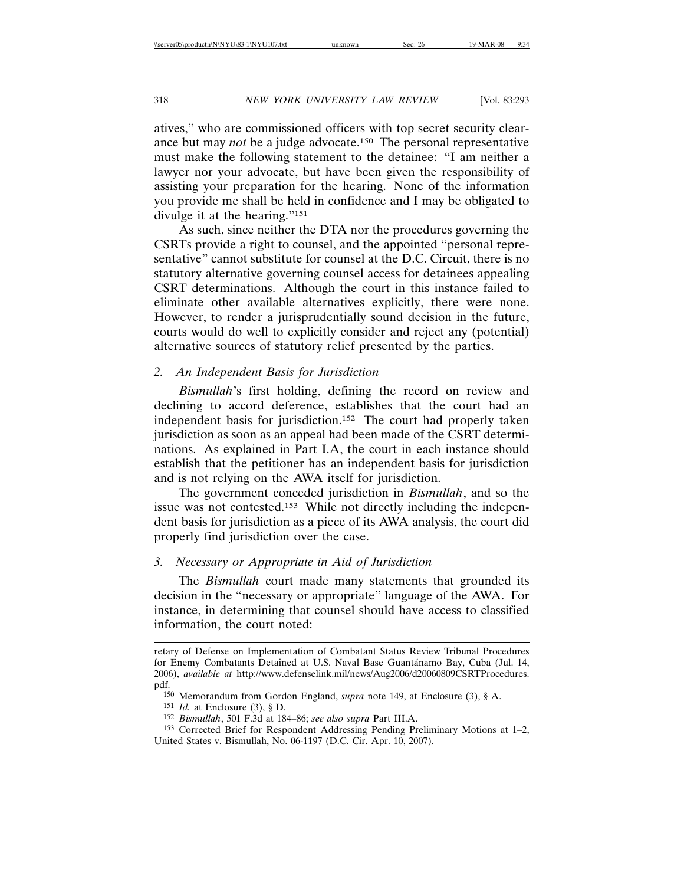atives," who are commissioned officers with top secret security clearance but may *not* be a judge advocate.[150] The personal representative must make the following statement to the detainee: "I am neither a lawyer nor your advocate, but have been given the responsibility of assisting your preparation for the hearing. None of the information you provide me shall be held in confidence and I may be obligated to divulge it at the hearing."[151]

As such, since neither the DTA nor the procedures governing the CSRTs provide a right to counsel, and the appointed "personal representative" cannot substitute for counsel at the D.C. Circuit, there is no statutory alternative governing counsel access for detainees appealing CSRT determinations. Although the court in this instance failed to eliminate other available alternatives explicitly, there were none. However, to render a jurisprudentially sound decision in the future, courts would do well to explicitly consider and reject any (potential) alternative sources of statutory relief presented by the parties.

### 2. *An Independent Basis for Jurisdiction*

*Bismullah*'s first holding, defining the record on review and declining to accord deference, establishes that the court had an independent basis for jurisdiction.[152] The court had properly taken jurisdiction as soon as an appeal had been made of the CSRT determinations. As explained in Part I.A, the court in each instance should establish that the petitioner has an independent basis for jurisdiction and is not relying on the AWA itself for jurisdiction.

The government conceded jurisdiction in *Bismullah*, and so the issue was not contested.[153] While not directly including the independent basis for jurisdiction as a piece of its AWA analysis, the court did properly find jurisdiction over the case.

### 3. *Necessary or Appropriate in Aid of Jurisdiction*

The *Bismullah* court made many statements that grounded its decision in the "necessary or appropriate" language of the AWA. For instance, in determining that counsel should have access to classified information, the court noted:

---

retary of Defense on Implementation of Combatant Status Review Tribunal Procedures for Enemy Combatants Detained at U.S. Naval Base Guantánamo Bay, Cuba (Jul. 14, 2006), *available at* http://www.defenselink.mil/news/Aug2006/d20060809CSRTProcedures.pdf.

[150] Memorandum from Gordon England, *supra* note 149, at Enclosure (3), § A.

[151] *Id.* at Enclosure (3), § D.

[152] *Bismullah*, 501 F.3d at 184–86; *see also supra* Part III.A.

[153] Corrected Brief for Respondent Addressing Pending Preliminary Motions at 1–2, United States v. Bismullah, No. 06-1197 (D.C. Cir. Apr. 10, 2007).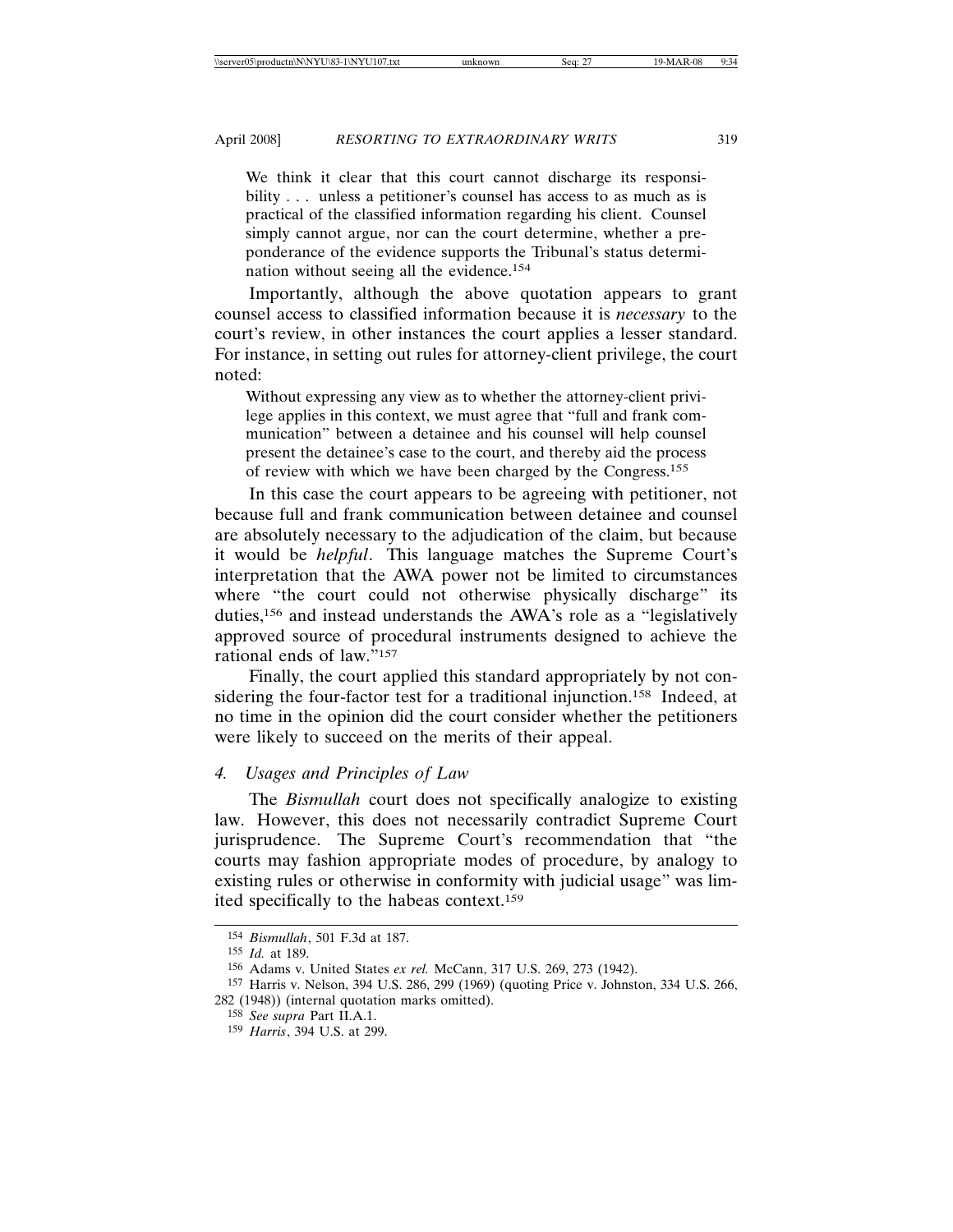> We think it clear that this court cannot discharge its responsibility . . . unless a petitioner's counsel has access to as much as is practical of the classified information regarding his client. Counsel simply cannot argue, nor can the court determine, whether a preponderance of the evidence supports the Tribunal's status determination without seeing all the evidence.[154]

Importantly, although the above quotation appears to grant counsel access to classified information because it is *necessary* to the court's review, in other instances the court applies a lesser standard. For instance, in setting out rules for attorney-client privilege, the court noted:

> Without expressing any view as to whether the attorney-client privilege applies in this context, we must agree that "full and frank communication" between a detainee and his counsel will help counsel present the detainee's case to the court, and thereby aid the process of review with which we have been charged by the Congress.[155]

In this case the court appears to be agreeing with petitioner, not because full and frank communication between detainee and counsel are absolutely necessary to the adjudication of the claim, but because it would be *helpful*. This language matches the Supreme Court's interpretation that the AWA power not be limited to circumstances where "the court could not otherwise physically discharge" its duties,[156] and instead understands the AWA's role as a "legislatively approved source of procedural instruments designed to achieve the rational ends of law."[157]

Finally, the court applied this standard appropriately by not considering the four-factor test for a traditional injunction.[158] Indeed, at no time in the opinion did the court consider whether the petitioners were likely to succeed on the merits of their appeal.

### *4. Usages and Principles of Law*

The *Bismullah* court does not specifically analogize to existing law. However, this does not necessarily contradict Supreme Court jurisprudence. The Supreme Court's recommendation that "the courts may fashion appropriate modes of procedure, by analogy to existing rules or otherwise in conformity with judicial usage" was limited specifically to the habeas context.[159]

---

[154] *Bismullah*, 501 F.3d at 187.

[155] *Id.* at 189.

[156] Adams v. United States *ex rel.* McCann, 317 U.S. 269, 273 (1942).

[157] Harris v. Nelson, 394 U.S. 286, 299 (1969) (quoting Price v. Johnston, 334 U.S. 266, 282 (1948)) (internal quotation marks omitted).

[158] *See supra* Part II.A.1.

[159] *Harris*, 394 U.S. at 299.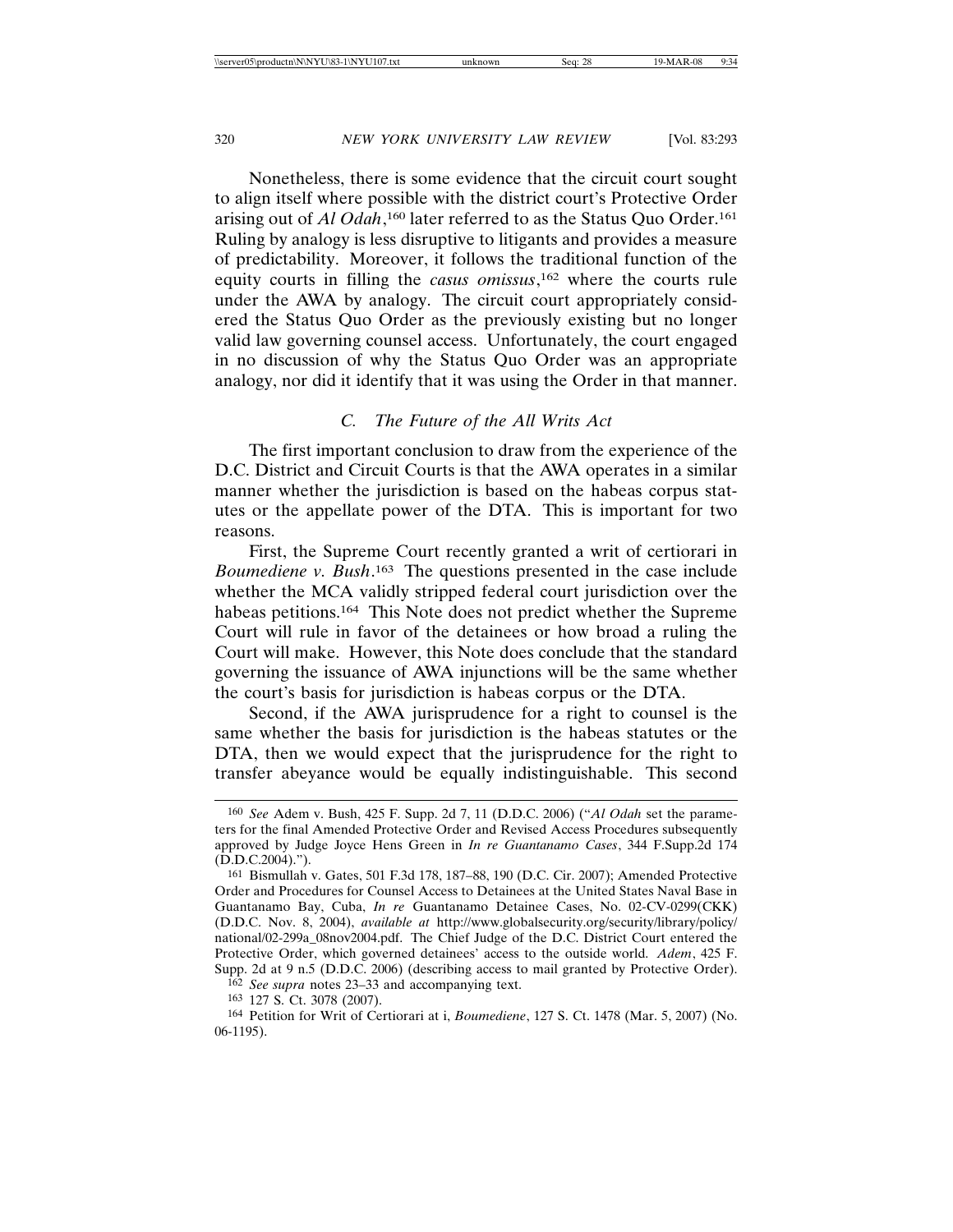Nonetheless, there is some evidence that the circuit court sought to align itself where possible with the district court's Protective Order arising out of *Al Odah*,[160] later referred to as the Status Quo Order.[161] Ruling by analogy is less disruptive to litigants and provides a measure of predictability. Moreover, it follows the traditional function of the equity courts in filling the *casus omissus*,[162] where the courts rule under the AWA by analogy. The circuit court appropriately considered the Status Quo Order as the previously existing but no longer valid law governing counsel access. Unfortunately, the court engaged in no discussion of why the Status Quo Order was an appropriate analogy, nor did it identify that it was using the Order in that manner.

### *C. The Future of the All Writs Act*

The first important conclusion to draw from the experience of the D.C. District and Circuit Courts is that the AWA operates in a similar manner whether the jurisdiction is based on the habeas corpus statutes or the appellate power of the DTA. This is important for two reasons.

First, the Supreme Court recently granted a writ of certiorari in *Boumediene v. Bush*.[163] The questions presented in the case include whether the MCA validly stripped federal court jurisdiction over the habeas petitions.[164] This Note does not predict whether the Supreme Court will rule in favor of the detainees or how broad a ruling the Court will make. However, this Note does conclude that the standard governing the issuance of AWA injunctions will be the same whether the court's basis for jurisdiction is habeas corpus or the DTA.

Second, if the AWA jurisprudence for a right to counsel is the same whether the basis for jurisdiction is the habeas statutes or the DTA, then we would expect that the jurisprudence for the right to transfer abeyance would be equally indistinguishable. This second

---

[160] *See* Adem v. Bush, 425 F. Supp. 2d 7, 11 (D.D.C. 2006) ("*Al Odah* set the parameters for the final Amended Protective Order and Revised Access Procedures subsequently approved by Judge Joyce Hens Green in *In re Guantanamo Cases*, 344 F.Supp.2d 174 (D.D.C.2004).").

[161] Bismullah v. Gates, 501 F.3d 178, 187–88, 190 (D.C. Cir. 2007); Amended Protective Order and Procedures for Counsel Access to Detainees at the United States Naval Base in Guantanamo Bay, Cuba, *In re* Guantanamo Detainee Cases, No. 02-CV-0299(CKK) (D.D.C. Nov. 8, 2004), *available at* http://www.globalsecurity.org/security/library/policy/national/02-299a_08nov2004.pdf. The Chief Judge of the D.C. District Court entered the Protective Order, which governed detainees' access to the outside world. *Adem*, 425 F. Supp. 2d at 9 n.5 (D.D.C. 2006) (describing access to mail granted by Protective Order).

[162] *See supra* notes 23–33 and accompanying text.

[163] 127 S. Ct. 3078 (2007).

[164] Petition for Writ of Certiorari at i, *Boumediene*, 127 S. Ct. 1478 (Mar. 5, 2007) (No. 06-1195).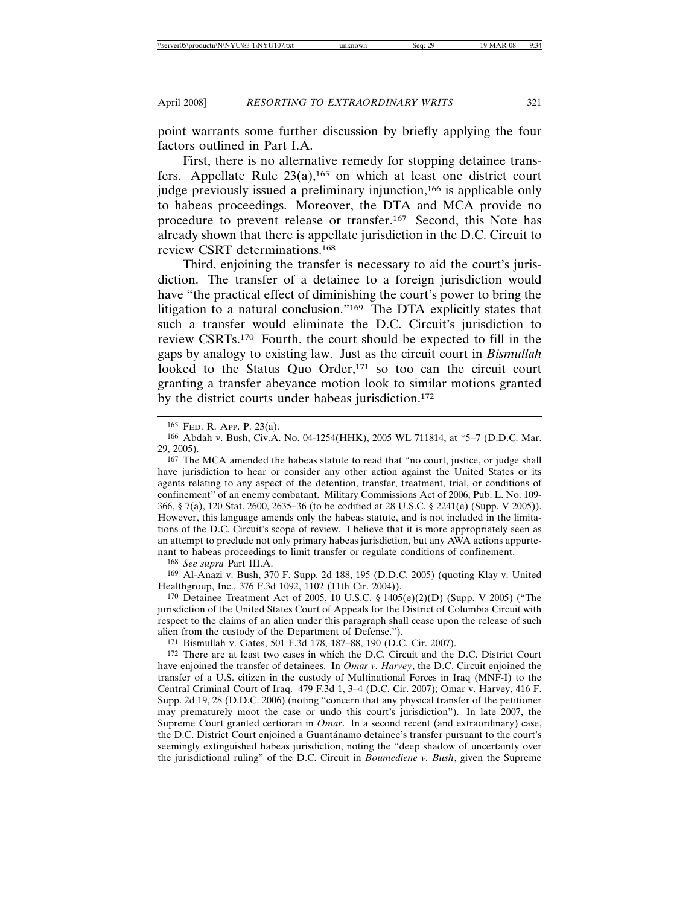point warrants some further discussion by briefly applying the four factors outlined in Part I.A.

First, there is no alternative remedy for stopping detainee transfers. Appellate Rule 23(a),[165] on which at least one district court judge previously issued a preliminary injunction,[166] is applicable only to habeas proceedings. Moreover, the DTA and MCA provide no procedure to prevent release or transfer.[167] Second, this Note has already shown that there is appellate jurisdiction in the D.C. Circuit to review CSRT determinations.[168]

Third, enjoining the transfer is necessary to aid the court's jurisdiction. The transfer of a detainee to a foreign jurisdiction would have "the practical effect of diminishing the court's power to bring the litigation to a natural conclusion."[169] The DTA explicitly states that such a transfer would eliminate the D.C. Circuit's jurisdiction to review CSRTs.[170] Fourth, the court should be expected to fill in the gaps by analogy to existing law. Just as the circuit court in *Bismullah* looked to the Status Quo Order,[171] so too can the circuit court granting a transfer abeyance motion look to similar motions granted by the district courts under habeas jurisdiction.[172]

---

165 FED. R. APP. P. 23(a).

166 Abdah v. Bush, Civ.A. No. 04-1254(HHK), 2005 WL 711814, at *5–7 (D.D.C. Mar. 29, 2005).

167 The MCA amended the habeas statute to read that "no court, justice, or judge shall have jurisdiction to hear or consider any other action against the United States or its agents relating to any aspect of the detention, transfer, treatment, trial, or conditions of confinement" of an enemy combatant. Military Commissions Act of 2006, Pub. L. No. 109-366, § 7(a), 120 Stat. 2600, 2635–36 (to be codified at 28 U.S.C. § 2241(e) (Supp. V 2005)). However, this language amends only the habeas statute, and is not included in the limitations of the D.C. Circuit's scope of review. I believe that it is more appropriately seen as an attempt to preclude not only primary habeas jurisdiction, but any AWA actions appurtenant to habeas proceedings to limit transfer or regulate conditions of confinement.

168 *See supra* Part III.A.

169 Al-Anazi v. Bush, 370 F. Supp. 2d 188, 195 (D.D.C. 2005) (quoting Klay v. United Healthgroup, Inc., 376 F.3d 1092, 1102 (11th Cir. 2004)).

170 Detainee Treatment Act of 2005, 10 U.S.C. § 1405(e)(2)(D) (Supp. V 2005) ("The jurisdiction of the United States Court of Appeals for the District of Columbia Circuit with respect to the claims of an alien under this paragraph shall cease upon the release of such alien from the custody of the Department of Defense.").

171 Bismullah v. Gates, 501 F.3d 178, 187–88, 190 (D.C. Cir. 2007).

172 There are at least two cases in which the D.C. Circuit and the D.C. District Court have enjoined the transfer of detainees. In *Omar v. Harvey*, the D.C. Circuit enjoined the transfer of a U.S. citizen in the custody of Multinational Forces in Iraq (MNF-I) to the Central Criminal Court of Iraq. 479 F.3d 1, 3–4 (D.C. Cir. 2007); Omar v. Harvey, 416 F. Supp. 2d 19, 28 (D.D.C. 2006) (noting "concern that any physical transfer of the petitioner may prematurely moot the case or undo this court's jurisdiction"). In late 2007, the Supreme Court granted certiorari in *Omar*. In a second recent (and extraordinary) case, the D.C. District Court enjoined a Guantánamo detainee's transfer pursuant to the court's seemingly extinguished habeas jurisdiction, noting the "deep shadow of uncertainty over the jurisdictional ruling" of the D.C. Circuit in *Boumediene v. Bush*, given the Supreme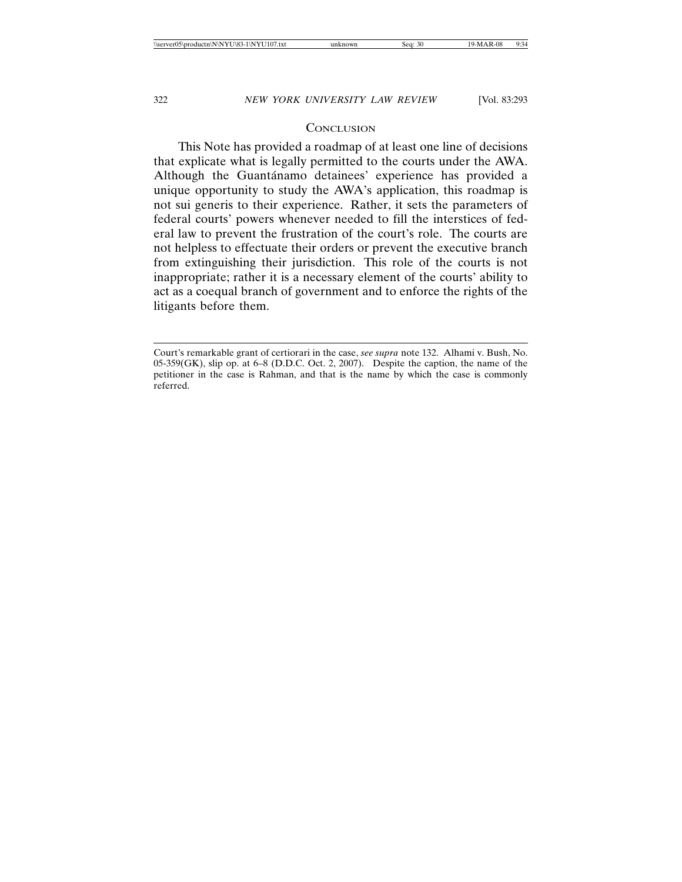## Conclusion

This Note has provided a roadmap of at least one line of decisions that explicate what is legally permitted to the courts under the AWA. Although the Guantánamo detainees' experience has provided a unique opportunity to study the AWA's application, this roadmap is not sui generis to their experience. Rather, it sets the parameters of federal courts' powers whenever needed to fill the interstices of federal law to prevent the frustration of the court's role. The courts are not helpless to effectuate their orders or prevent the executive branch from extinguishing their jurisdiction. This role of the courts is not inappropriate; rather it is a necessary element of the courts' ability to act as a coequal branch of government and to enforce the rights of the litigants before them.

---

Court's remarkable grant of certiorari in the case, *see supra* note 132. Alhami v. Bush, No. 05-359(GK), slip op. at 6–8 (D.D.C. Oct. 2, 2007). Despite the caption, the name of the petitioner in the case is Rahman, and that is the name by which the case is commonly referred.